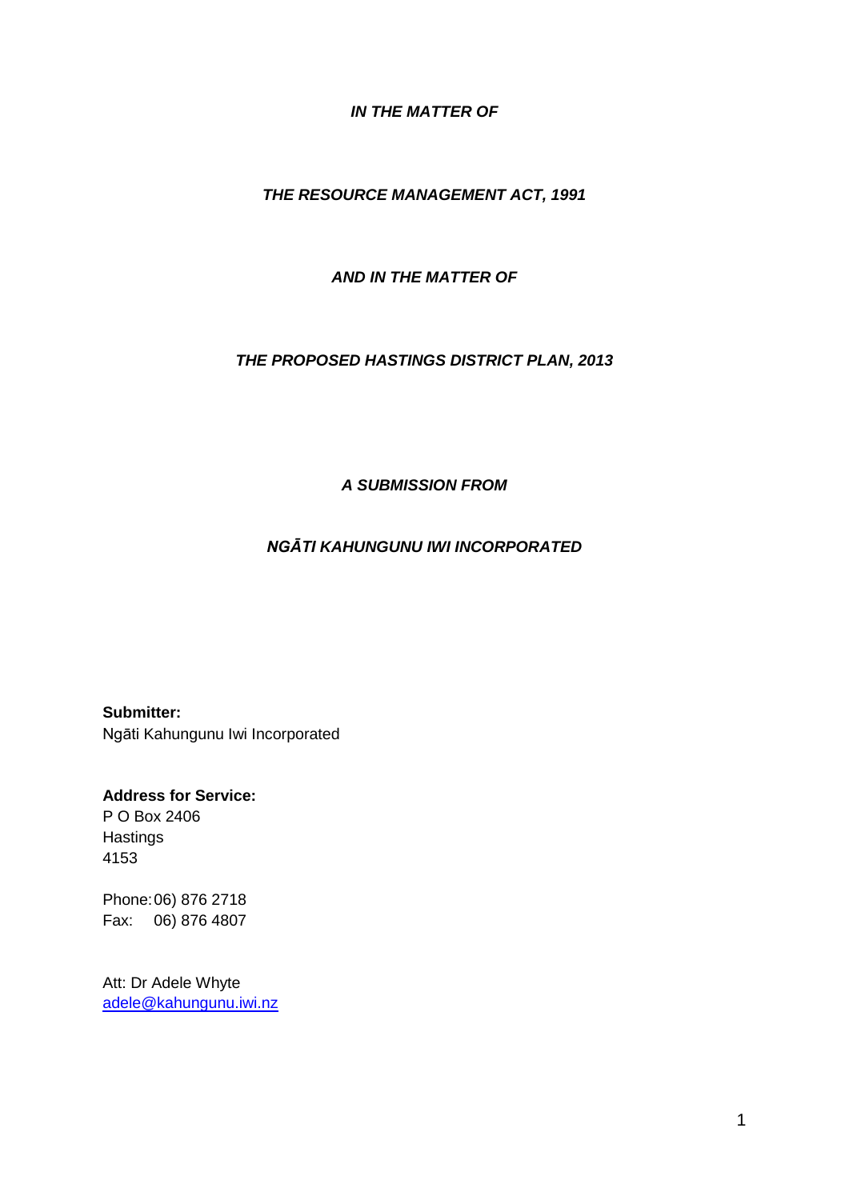***IN THE MATTER OF***

***THE RESOURCE MANAGEMENT ACT, 1991***

***AND IN THE MATTER OF***

***THE PROPOSED HASTINGS DISTRICT PLAN, 2013***

***A SUBMISSION FROM***

***NGĀTI KAHUNGUNU IWI INCORPORATED***

**Submitter:**
Ngāti Kahungunu Iwi Incorporated

**Address for Service:**
P O Box 2406
Hastings
4153

Phone: 06) 876 2718
Fax: 06) 876 4807

Att: Dr Adele Whyte
adele@kahungunu.iwi.nz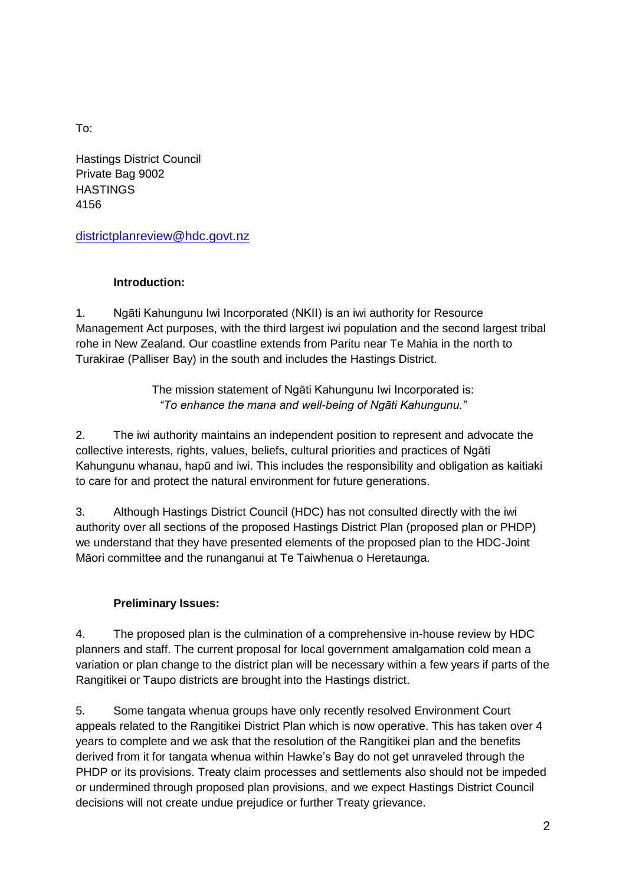To:

Hastings District Council
Private Bag 9002
HASTINGS
4156

districtplanreview@hdc.govt.nz

**Introduction:**

1. Ngāti Kahungunu Iwi Incorporated (NKII) is an iwi authority for Resource Management Act purposes, with the third largest iwi population and the second largest tribal rohe in New Zealand. Our coastline extends from Paritu near Te Mahia in the north to Turakirae (Palliser Bay) in the south and includes the Hastings District.

The mission statement of Ngāti Kahungunu Iwi Incorporated is:
*"To enhance the mana and well-being of Ngāti Kahungunu."*

2. The iwi authority maintains an independent position to represent and advocate the collective interests, rights, values, beliefs, cultural priorities and practices of Ngāti Kahungunu whanau, hapū and iwi. This includes the responsibility and obligation as kaitiaki to care for and protect the natural environment for future generations.

3. Although Hastings District Council (HDC) has not consulted directly with the iwi authority over all sections of the proposed Hastings District Plan (proposed plan or PHDP) we understand that they have presented elements of the proposed plan to the HDC-Joint Māori committee and the runanganui at Te Taiwhenua o Heretaunga.

**Preliminary Issues:**

4. The proposed plan is the culmination of a comprehensive in-house review by HDC planners and staff. The current proposal for local government amalgamation cold mean a variation or plan change to the district plan will be necessary within a few years if parts of the Rangitikei or Taupo districts are brought into the Hastings district.

5. Some tangata whenua groups have only recently resolved Environment Court appeals related to the Rangitikei District Plan which is now operative. This has taken over 4 years to complete and we ask that the resolution of the Rangitikei plan and the benefits derived from it for tangata whenua within Hawke's Bay do not get unraveled through the PHDP or its provisions. Treaty claim processes and settlements also should not be impeded or undermined through proposed plan provisions, and we expect Hastings District Council decisions will not create undue prejudice or further Treaty grievance.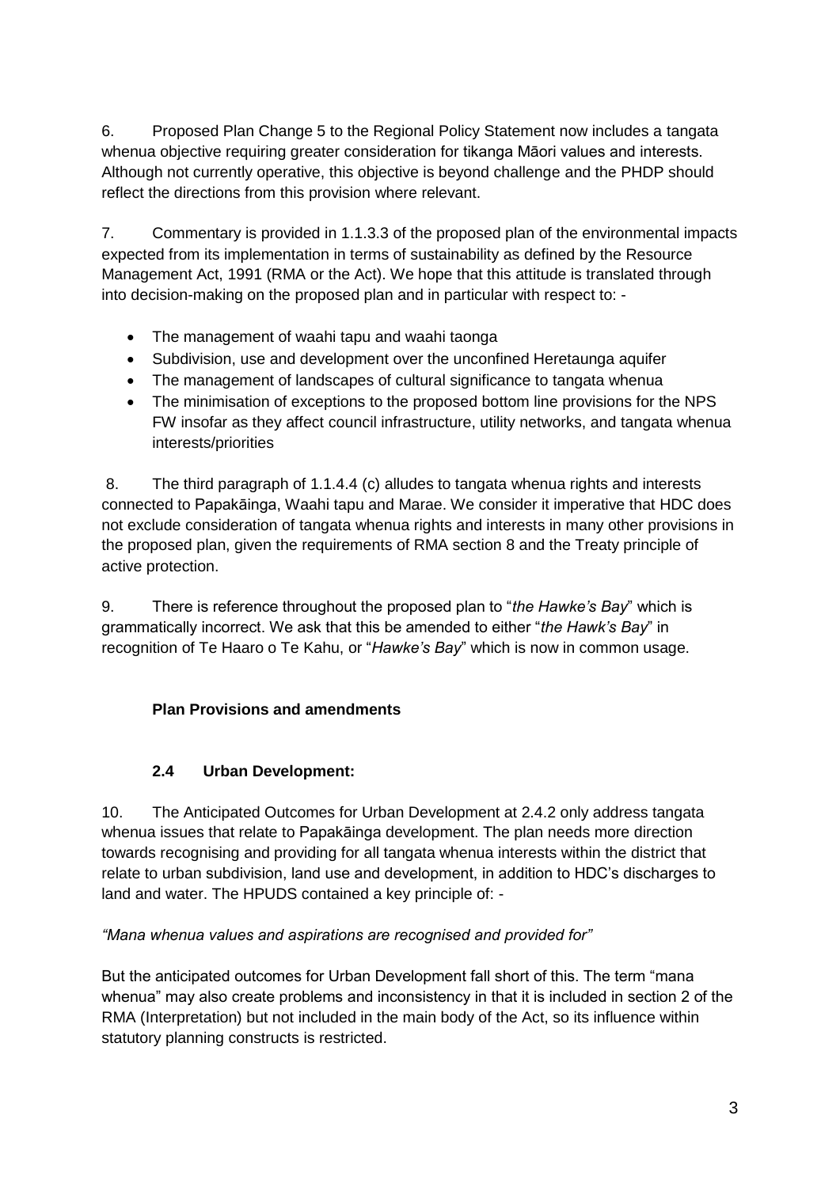6. Proposed Plan Change 5 to the Regional Policy Statement now includes a tangata whenua objective requiring greater consideration for tikanga Māori values and interests. Although not currently operative, this objective is beyond challenge and the PHDP should reflect the directions from this provision where relevant.

7. Commentary is provided in 1.1.3.3 of the proposed plan of the environmental impacts expected from its implementation in terms of sustainability as defined by the Resource Management Act, 1991 (RMA or the Act). We hope that this attitude is translated through into decision-making on the proposed plan and in particular with respect to: -

- The management of waahi tapu and waahi taonga
- Subdivision, use and development over the unconfined Heretaunga aquifer
- The management of landscapes of cultural significance to tangata whenua
- The minimisation of exceptions to the proposed bottom line provisions for the NPS FW insofar as they affect council infrastructure, utility networks, and tangata whenua interests/priorities

8. The third paragraph of 1.1.4.4 (c) alludes to tangata whenua rights and interests connected to Papakāinga, Waahi tapu and Marae. We consider it imperative that HDC does not exclude consideration of tangata whenua rights and interests in many other provisions in the proposed plan, given the requirements of RMA section 8 and the Treaty principle of active protection.

9. There is reference throughout the proposed plan to "*the Hawke's Bay*" which is grammatically incorrect. We ask that this be amended to either "*the Hawk's Bay*" in recognition of Te Haaro o Te Kahu, or "*Hawke's Bay*" which is now in common usage.

### Plan Provisions and amendments

### 2.4 Urban Development:

10. The Anticipated Outcomes for Urban Development at 2.4.2 only address tangata whenua issues that relate to Papakāinga development. The plan needs more direction towards recognising and providing for all tangata whenua interests within the district that relate to urban subdivision, land use and development, in addition to HDC's discharges to land and water. The HPUDS contained a key principle of: -

*"Mana whenua values and aspirations are recognised and provided for"*

But the anticipated outcomes for Urban Development fall short of this. The term "mana whenua" may also create problems and inconsistency in that it is included in section 2 of the RMA (Interpretation) but not included in the main body of the Act, so its influence within statutory planning constructs is restricted.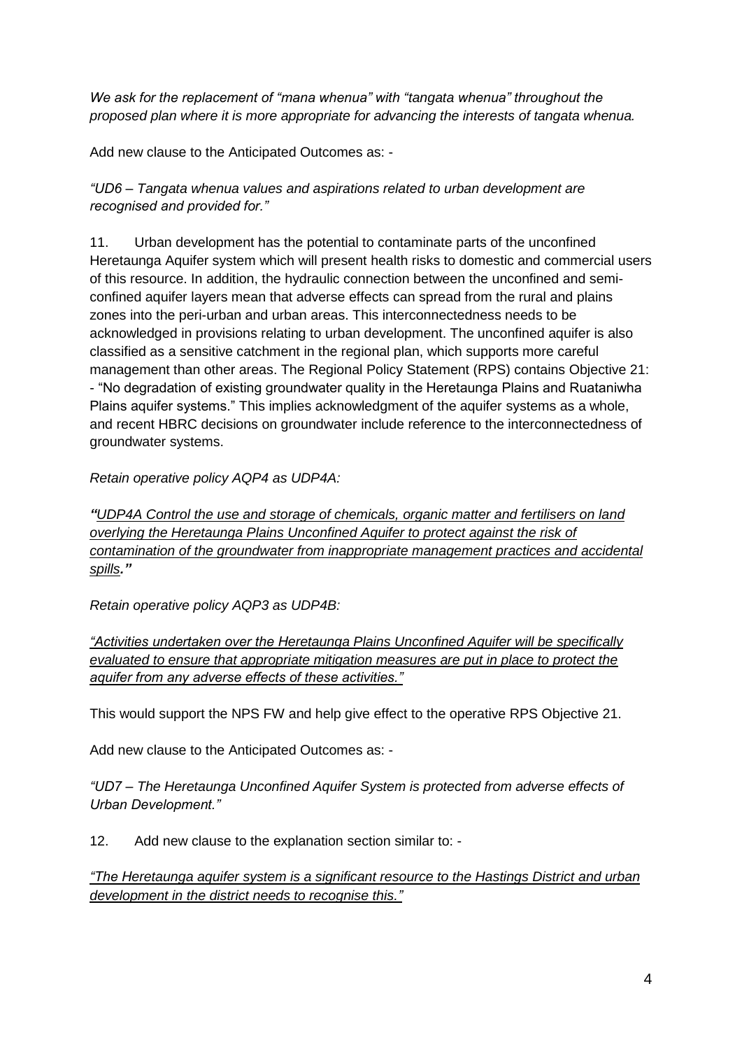*We ask for the replacement of "mana whenua" with "tangata whenua" throughout the proposed plan where it is more appropriate for advancing the interests of tangata whenua.*

Add new clause to the Anticipated Outcomes as: -

*"UD6 – Tangata whenua values and aspirations related to urban development are recognised and provided for."*

11. Urban development has the potential to contaminate parts of the unconfined Heretaunga Aquifer system which will present health risks to domestic and commercial users of this resource. In addition, the hydraulic connection between the unconfined and semi-confined aquifer layers mean that adverse effects can spread from the rural and plains zones into the peri-urban and urban areas. This interconnectedness needs to be acknowledged in provisions relating to urban development. The unconfined aquifer is also classified as a sensitive catchment in the regional plan, which supports more careful management than other areas. The Regional Policy Statement (RPS) contains Objective 21: - "No degradation of existing groundwater quality in the Heretaunga Plains and Ruataniwha Plains aquifer systems." This implies acknowledgment of the aquifer systems as a whole, and recent HBRC decisions on groundwater include reference to the interconnectedness of groundwater systems.

*Retain operative policy AQP4 as UDP4A:*

***"**<u>UDP4A Control the use and storage of chemicals, organic matter and fertilisers on land overlying the Heretaunga Plains Unconfined Aquifer to protect against the risk of contamination of the groundwater from inappropriate management practices and accidental spills</u>**."***

*Retain operative policy AQP3 as UDP4B:*

*<u>"Activities undertaken over the Heretaunga Plains Unconfined Aquifer will be specifically evaluated to ensure that appropriate mitigation measures are put in place to protect the aquifer from any adverse effects of these activities."</u>*

This would support the NPS FW and help give effect to the operative RPS Objective 21.

Add new clause to the Anticipated Outcomes as: -

*"UD7 – The Heretaunga Unconfined Aquifer System is protected from adverse effects of Urban Development."*

12. Add new clause to the explanation section similar to: -

*<u>"The Heretaunga aquifer system is a significant resource to the Hastings District and urban development in the district needs to recognise this."</u>*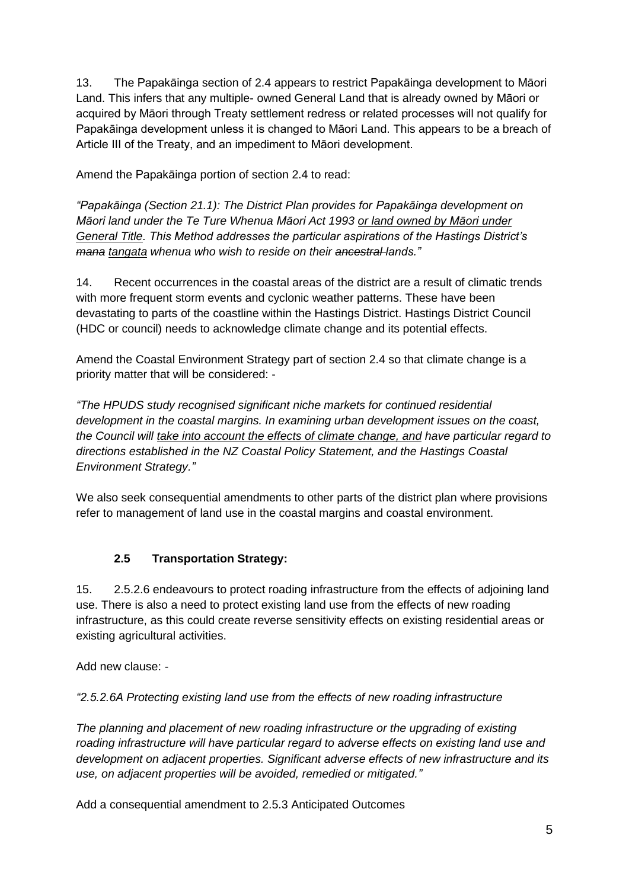13. The Papakāinga section of 2.4 appears to restrict Papakāinga development to Māori Land. This infers that any multiple- owned General Land that is already owned by Māori or acquired by Māori through Treaty settlement redress or related processes will not qualify for Papakāinga development unless it is changed to Māori Land. This appears to be a breach of Article III of the Treaty, and an impediment to Māori development.

Amend the Papakāinga portion of section 2.4 to read:

*"Papakāinga (Section 21.1): The District Plan provides for Papakāinga development on Māori land under the Te Ture Whenua Māori Act 1993 <u>or land owned by Māori under General Title</u>. This Method addresses the particular aspirations of the Hastings District's ~~mana~~ <u>tangata</u> whenua who wish to reside on their ~~ancestral~~ lands."*

14. Recent occurrences in the coastal areas of the district are a result of climatic trends with more frequent storm events and cyclonic weather patterns. These have been devastating to parts of the coastline within the Hastings District. Hastings District Council (HDC or council) needs to acknowledge climate change and its potential effects.

Amend the Coastal Environment Strategy part of section 2.4 so that climate change is a priority matter that will be considered: -

*"The HPUDS study recognised significant niche markets for continued residential development in the coastal margins. In examining urban development issues on the coast, the Council will <u>take into account the effects of climate change, and</u> have particular regard to directions established in the NZ Coastal Policy Statement, and the Hastings Coastal Environment Strategy."*

We also seek consequential amendments to other parts of the district plan where provisions refer to management of land use in the coastal margins and coastal environment.

### 2.5 Transportation Strategy:

15. 2.5.2.6 endeavours to protect roading infrastructure from the effects of adjoining land use. There is also a need to protect existing land use from the effects of new roading infrastructure, as this could create reverse sensitivity effects on existing residential areas or existing agricultural activities.

Add new clause: -

*"2.5.2.6A Protecting existing land use from the effects of new roading infrastructure*

*The planning and placement of new roading infrastructure or the upgrading of existing roading infrastructure will have particular regard to adverse effects on existing land use and development on adjacent properties. Significant adverse effects of new infrastructure and its use, on adjacent properties will be avoided, remedied or mitigated."*

Add a consequential amendment to 2.5.3 Anticipated Outcomes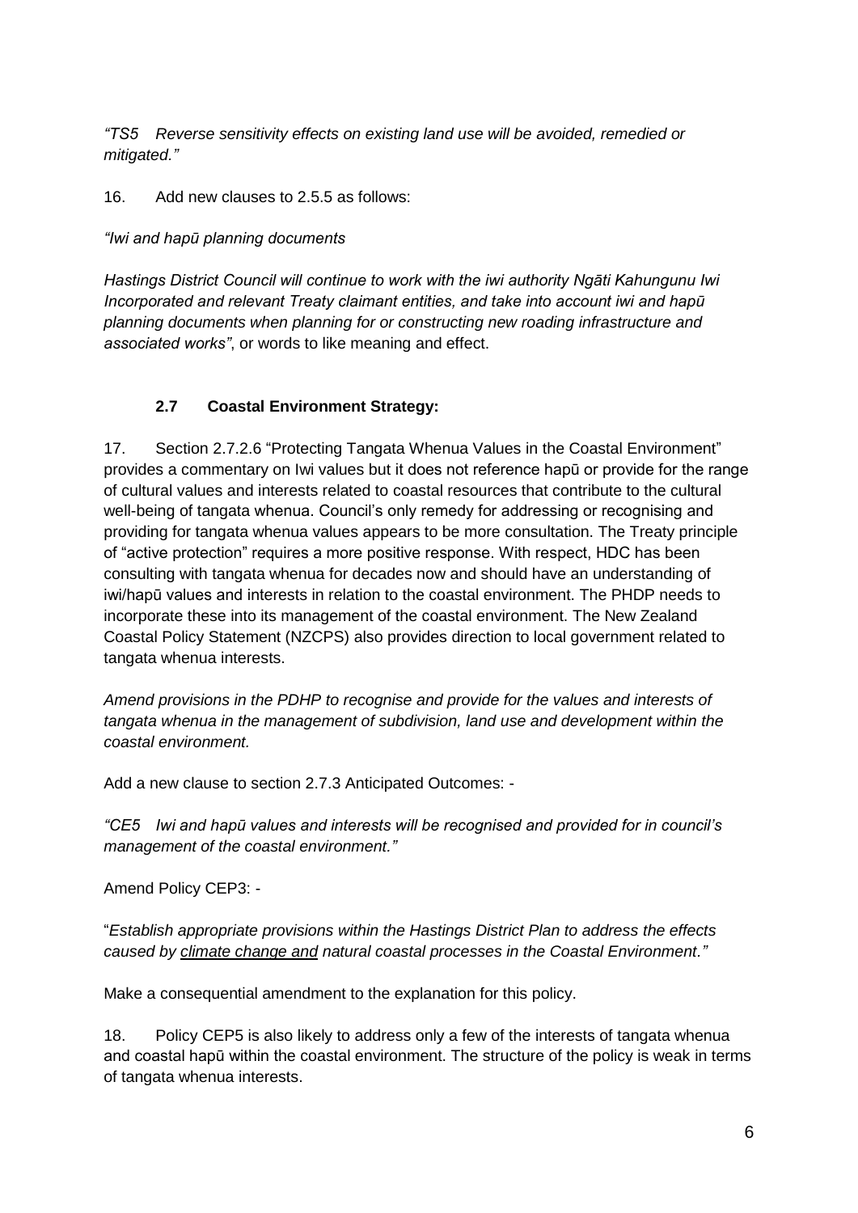*"TS5 Reverse sensitivity effects on existing land use will be avoided, remedied or mitigated."*

16. Add new clauses to 2.5.5 as follows:

*"Iwi and hapū planning documents*

*Hastings District Council will continue to work with the iwi authority Ngāti Kahungunu Iwi Incorporated and relevant Treaty claimant entities, and take into account iwi and hapū planning documents when planning for or constructing new roading infrastructure and associated works"*, or words to like meaning and effect.

### 2.7 Coastal Environment Strategy:

17. Section 2.7.2.6 "Protecting Tangata Whenua Values in the Coastal Environment" provides a commentary on Iwi values but it does not reference hapū or provide for the range of cultural values and interests related to coastal resources that contribute to the cultural well-being of tangata whenua. Council's only remedy for addressing or recognising and providing for tangata whenua values appears to be more consultation. The Treaty principle of "active protection" requires a more positive response. With respect, HDC has been consulting with tangata whenua for decades now and should have an understanding of iwi/hapū values and interests in relation to the coastal environment. The PHDP needs to incorporate these into its management of the coastal environment. The New Zealand Coastal Policy Statement (NZCPS) also provides direction to local government related to tangata whenua interests.

*Amend provisions in the PDHP to recognise and provide for the values and interests of tangata whenua in the management of subdivision, land use and development within the coastal environment.*

Add a new clause to section 2.7.3 Anticipated Outcomes: -

*"CE5 Iwi and hapū values and interests will be recognised and provided for in council's management of the coastal environment."*

Amend Policy CEP3: -

"*Establish appropriate provisions within the Hastings District Plan to address the effects caused by <u>climate change and</u> natural coastal processes in the Coastal Environment."*

Make a consequential amendment to the explanation for this policy.

18. Policy CEP5 is also likely to address only a few of the interests of tangata whenua and coastal hapū within the coastal environment. The structure of the policy is weak in terms of tangata whenua interests.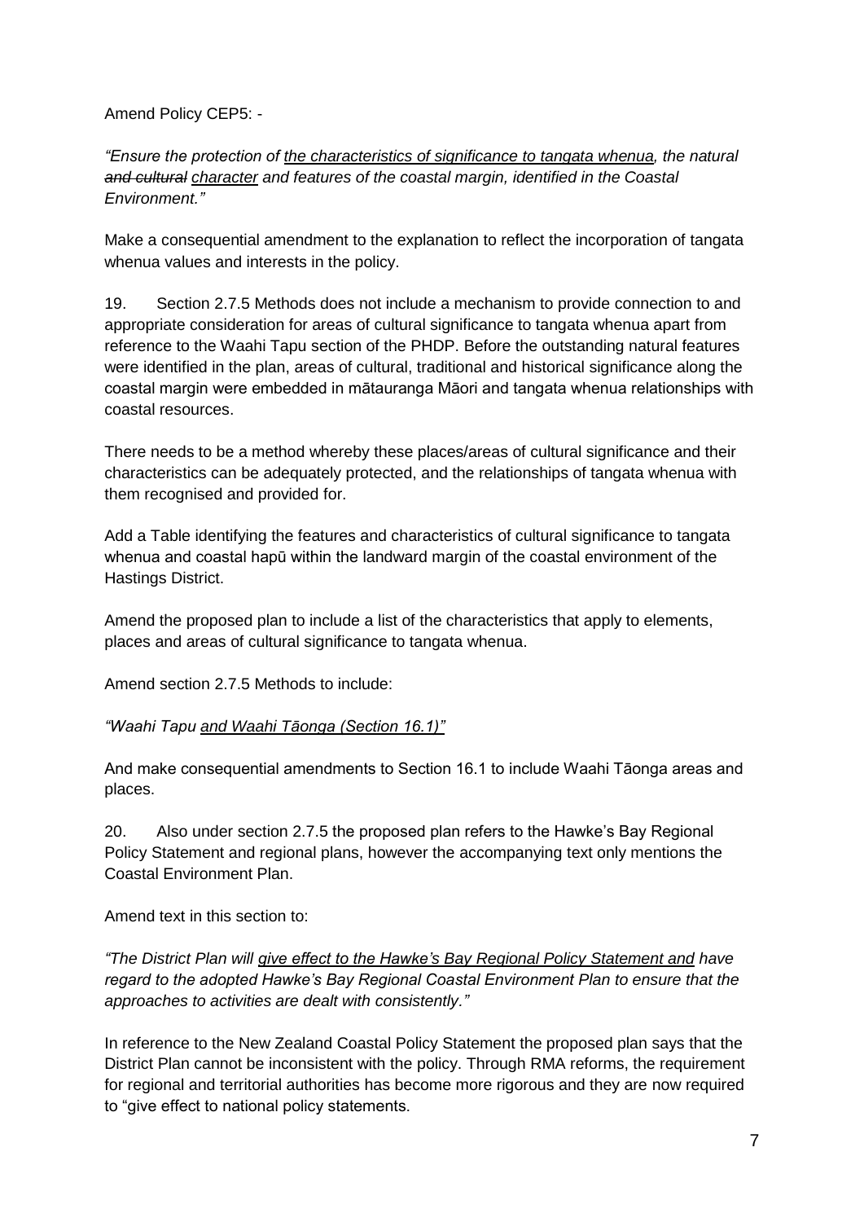Amend Policy CEP5: -

*"Ensure the protection of <u>the characteristics of significance to tangata whenua</u>, the natural ~~and cultural~~ <u>character</u> and features of the coastal margin, identified in the Coastal Environment."*

Make a consequential amendment to the explanation to reflect the incorporation of tangata whenua values and interests in the policy.

19. Section 2.7.5 Methods does not include a mechanism to provide connection to and appropriate consideration for areas of cultural significance to tangata whenua apart from reference to the Waahi Tapu section of the PHDP. Before the outstanding natural features were identified in the plan, areas of cultural, traditional and historical significance along the coastal margin were embedded in mātauranga Māori and tangata whenua relationships with coastal resources.

There needs to be a method whereby these places/areas of cultural significance and their characteristics can be adequately protected, and the relationships of tangata whenua with them recognised and provided for.

Add a Table identifying the features and characteristics of cultural significance to tangata whenua and coastal hapū within the landward margin of the coastal environment of the Hastings District.

Amend the proposed plan to include a list of the characteristics that apply to elements, places and areas of cultural significance to tangata whenua.

Amend section 2.7.5 Methods to include:

*"Waahi Tapu <u>and Waahi Tāonga (Section 16.1)</u>"*

And make consequential amendments to Section 16.1 to include Waahi Tāonga areas and places.

20. Also under section 2.7.5 the proposed plan refers to the Hawke's Bay Regional Policy Statement and regional plans, however the accompanying text only mentions the Coastal Environment Plan.

Amend text in this section to:

*"The District Plan will <u>give effect to the Hawke's Bay Regional Policy Statement and</u> have regard to the adopted Hawke's Bay Regional Coastal Environment Plan to ensure that the approaches to activities are dealt with consistently."*

In reference to the New Zealand Coastal Policy Statement the proposed plan says that the District Plan cannot be inconsistent with the policy. Through RMA reforms, the requirement for regional and territorial authorities has become more rigorous and they are now required to "give effect to national policy statements.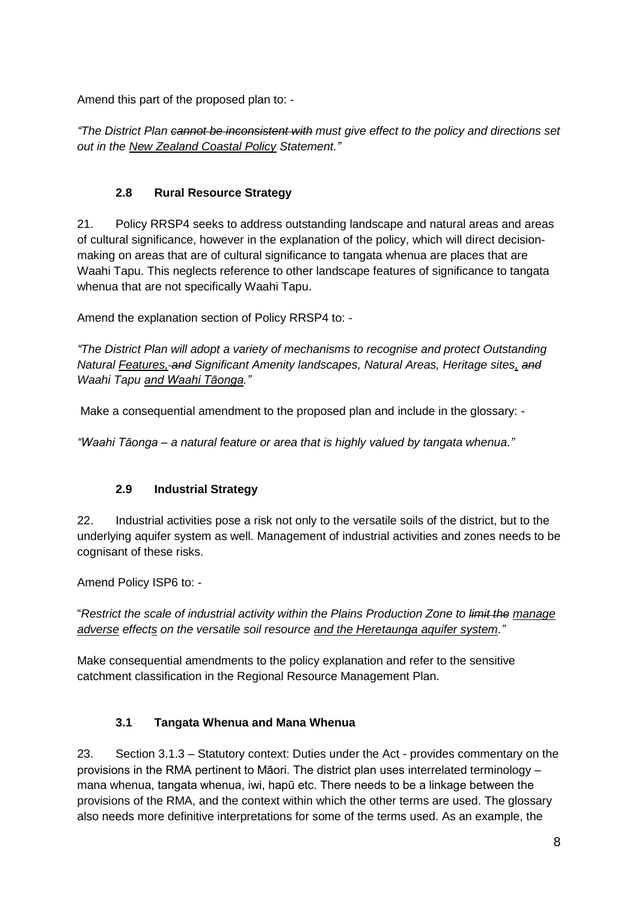Amend this part of the proposed plan to: -

*"The District Plan ~~cannot be inconsistent with~~ must give effect to the policy and directions set out in the <u>New Zealand Coastal Policy</u> Statement."*

### 2.8 Rural Resource Strategy

21. Policy RRSP4 seeks to address outstanding landscape and natural areas and areas of cultural significance, however in the explanation of the policy, which will direct decision-making on areas that are of cultural significance to tangata whenua are places that are Waahi Tapu. This neglects reference to other landscape features of significance to tangata whenua that are not specifically Waahi Tapu.

Amend the explanation section of Policy RRSP4 to: -

*"The District Plan will adopt a variety of mechanisms to recognise and protect Outstanding Natural <u>Features,</u> ~~and~~ Significant Amenity landscapes, Natural Areas, Heritage sites<u>,</u> ~~and~~ Waahi Tapu <u>and Waahi Tāonga</u>."*

Make a consequential amendment to the proposed plan and include in the glossary: -

*"Waahi Tāonga – a natural feature or area that is highly valued by tangata whenua."*

### 2.9 Industrial Strategy

22. Industrial activities pose a risk not only to the versatile soils of the district, but to the underlying aquifer system as well. Management of industrial activities and zones needs to be cognisant of these risks.

Amend Policy ISP6 to: -

"*Restrict the scale of industrial activity within the Plains Production Zone to ~~limit the~~ <u>manage adverse</u> effect<u>s</u> on the versatile soil resource <u>and the Heretaunga aquifer system</u>.*"

Make consequential amendments to the policy explanation and refer to the sensitive catchment classification in the Regional Resource Management Plan.

### 3.1 Tangata Whenua and Mana Whenua

23. Section 3.1.3 – Statutory context: Duties under the Act - provides commentary on the provisions in the RMA pertinent to Māori. The district plan uses interrelated terminology – mana whenua, tangata whenua, iwi, hapū etc. There needs to be a linkage between the provisions of the RMA, and the context within which the other terms are used. The glossary also needs more definitive interpretations for some of the terms used. As an example, the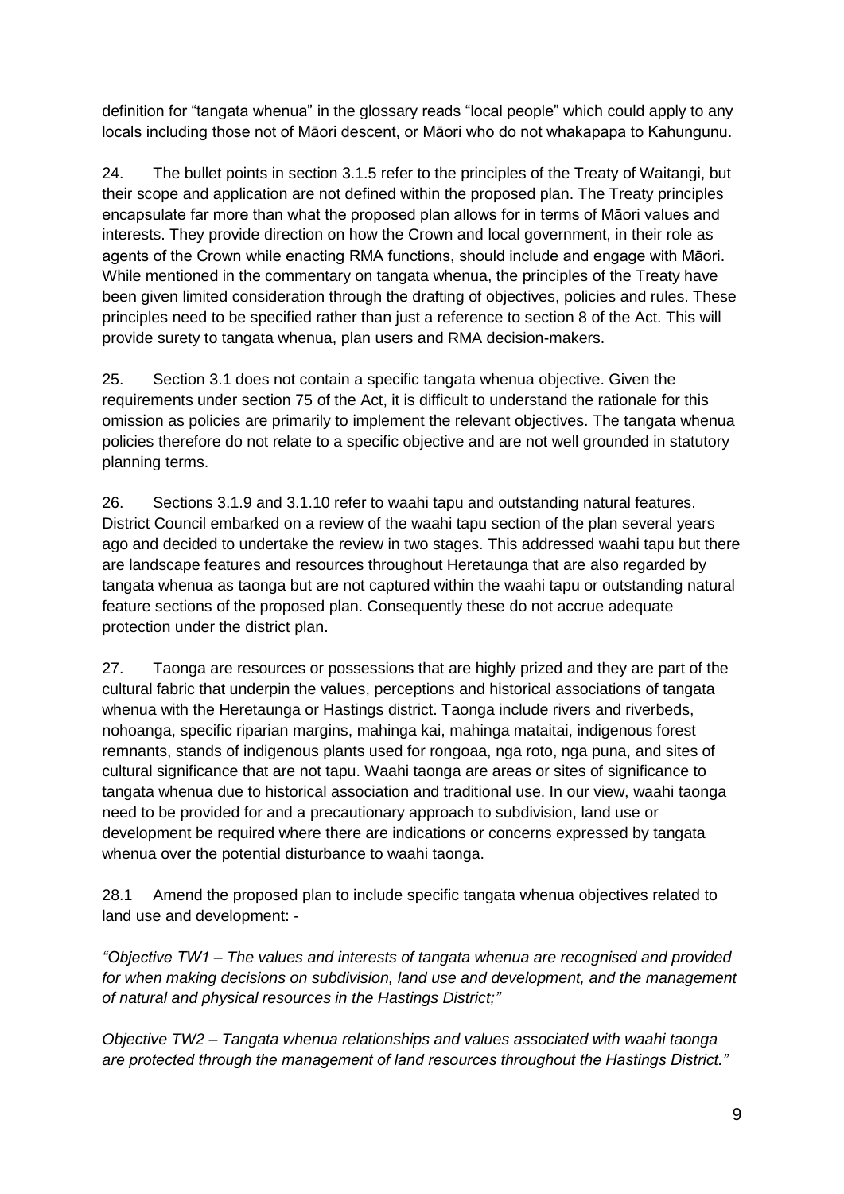definition for “tangata whenua” in the glossary reads “local people” which could apply to any locals including those not of Māori descent, or Māori who do not whakapapa to Kahungunu.

24. The bullet points in section 3.1.5 refer to the principles of the Treaty of Waitangi, but their scope and application are not defined within the proposed plan. The Treaty principles encapsulate far more than what the proposed plan allows for in terms of Māori values and interests. They provide direction on how the Crown and local government, in their role as agents of the Crown while enacting RMA functions, should include and engage with Māori. While mentioned in the commentary on tangata whenua, the principles of the Treaty have been given limited consideration through the drafting of objectives, policies and rules. These principles need to be specified rather than just a reference to section 8 of the Act. This will provide surety to tangata whenua, plan users and RMA decision-makers.

25. Section 3.1 does not contain a specific tangata whenua objective. Given the requirements under section 75 of the Act, it is difficult to understand the rationale for this omission as policies are primarily to implement the relevant objectives. The tangata whenua policies therefore do not relate to a specific objective and are not well grounded in statutory planning terms.

26. Sections 3.1.9 and 3.1.10 refer to waahi tapu and outstanding natural features. District Council embarked on a review of the waahi tapu section of the plan several years ago and decided to undertake the review in two stages. This addressed waahi tapu but there are landscape features and resources throughout Heretaunga that are also regarded by tangata whenua as taonga but are not captured within the waahi tapu or outstanding natural feature sections of the proposed plan. Consequently these do not accrue adequate protection under the district plan.

27. Taonga are resources or possessions that are highly prized and they are part of the cultural fabric that underpin the values, perceptions and historical associations of tangata whenua with the Heretaunga or Hastings district. Taonga include rivers and riverbeds, nohoanga, specific riparian margins, mahinga kai, mahinga mataitai, indigenous forest remnants, stands of indigenous plants used for rongoaa, nga roto, nga puna, and sites of cultural significance that are not tapu. Waahi taonga are areas or sites of significance to tangata whenua due to historical association and traditional use. In our view, waahi taonga need to be provided for and a precautionary approach to subdivision, land use or development be required where there are indications or concerns expressed by tangata whenua over the potential disturbance to waahi taonga.

28.1 Amend the proposed plan to include specific tangata whenua objectives related to land use and development: -

*“Objective TW1 – The values and interests of tangata whenua are recognised and provided for when making decisions on subdivision, land use and development, and the management of natural and physical resources in the Hastings District;”*

*Objective TW2 – Tangata whenua relationships and values associated with waahi taonga are protected through the management of land resources throughout the Hastings District.”*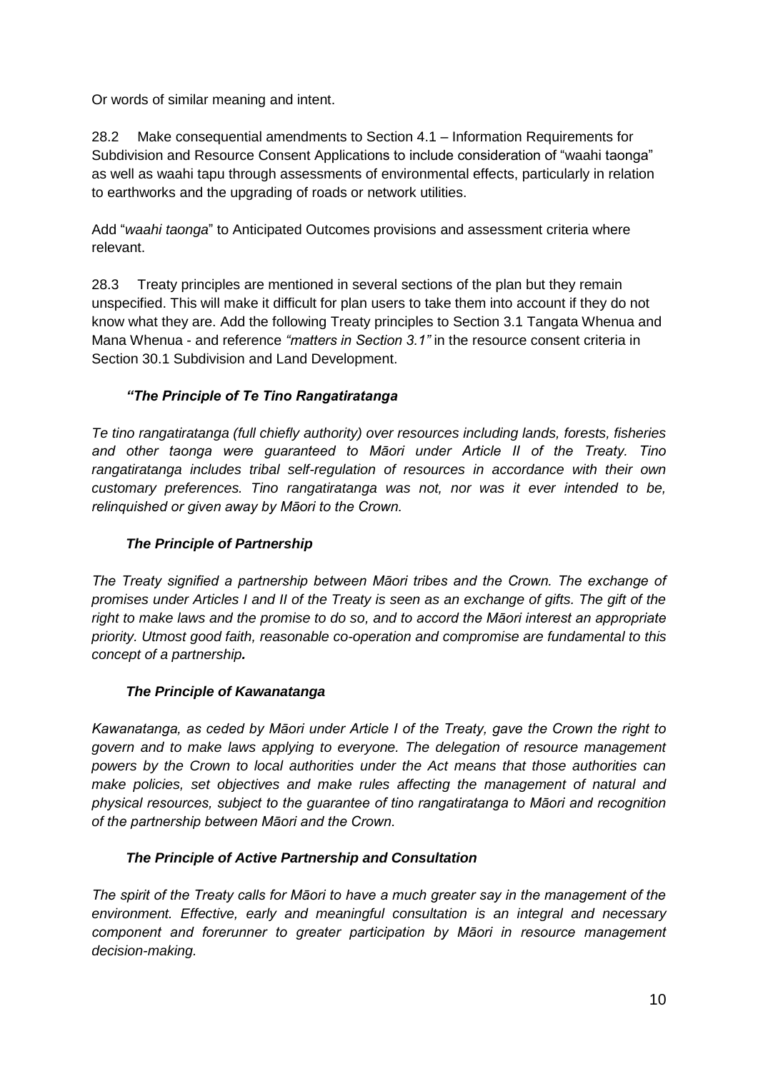Or words of similar meaning and intent.

28.2 Make consequential amendments to Section 4.1 – Information Requirements for Subdivision and Resource Consent Applications to include consideration of "waahi taonga" as well as waahi tapu through assessments of environmental effects, particularly in relation to earthworks and the upgrading of roads or network utilities.

Add "*waahi taonga*" to Anticipated Outcomes provisions and assessment criteria where relevant.

28.3 Treaty principles are mentioned in several sections of the plan but they remain unspecified. This will make it difficult for plan users to take them into account if they do not know what they are. Add the following Treaty principles to Section 3.1 Tangata Whenua and Mana Whenua - and reference *"matters in Section 3.1"* in the resource consent criteria in Section 30.1 Subdivision and Land Development.

***"The Principle of Te Tino Rangatiratanga***

*Te tino rangatiratanga (full chiefly authority) over resources including lands, forests, fisheries and other taonga were guaranteed to Māori under Article II of the Treaty. Tino rangatiratanga includes tribal self-regulation of resources in accordance with their own customary preferences. Tino rangatiratanga was not, nor was it ever intended to be, relinquished or given away by Māori to the Crown.*

***The Principle of Partnership***

*The Treaty signified a partnership between Māori tribes and the Crown. The exchange of promises under Articles I and II of the Treaty is seen as an exchange of gifts. The gift of the right to make laws and the promise to do so, and to accord the Māori interest an appropriate priority. Utmost good faith, reasonable co-operation and compromise are fundamental to this concept of a partnership.*

***The Principle of Kawanatanga***

*Kawanatanga, as ceded by Māori under Article I of the Treaty, gave the Crown the right to govern and to make laws applying to everyone. The delegation of resource management powers by the Crown to local authorities under the Act means that those authorities can make policies, set objectives and make rules affecting the management of natural and physical resources, subject to the guarantee of tino rangatiratanga to Māori and recognition of the partnership between Māori and the Crown.*

***The Principle of Active Partnership and Consultation***

*The spirit of the Treaty calls for Māori to have a much greater say in the management of the environment. Effective, early and meaningful consultation is an integral and necessary component and forerunner to greater participation by Māori in resource management decision-making.*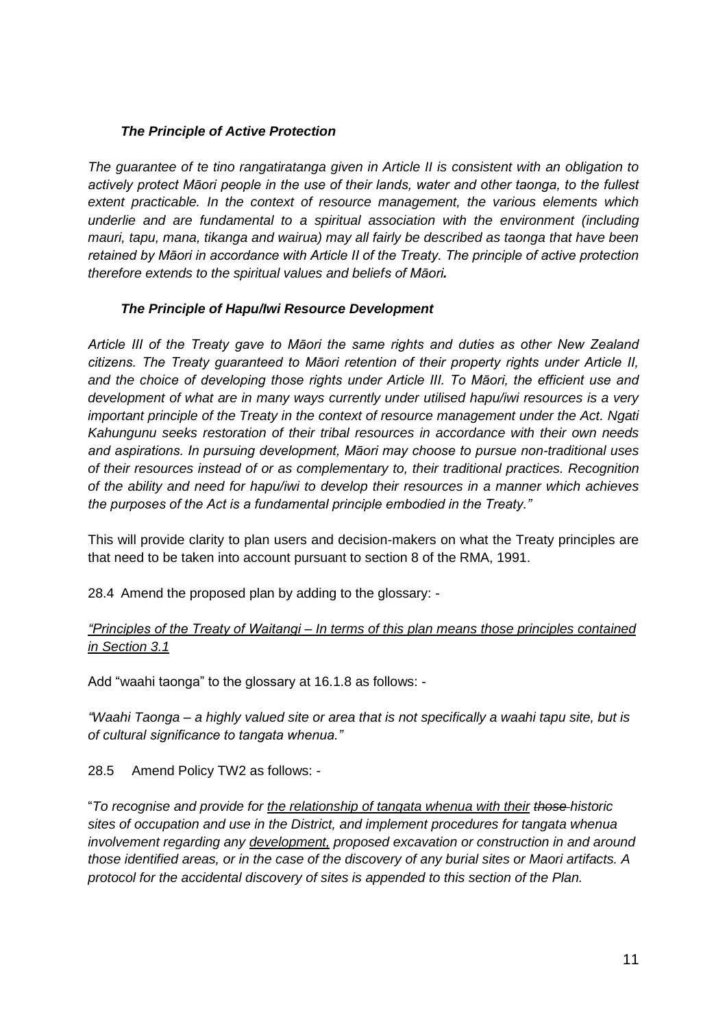***The Principle of Active Protection***

*The guarantee of te tino rangatiratanga given in Article II is consistent with an obligation to actively protect Māori people in the use of their lands, water and other taonga, to the fullest extent practicable. In the context of resource management, the various elements which underlie and are fundamental to a spiritual association with the environment (including mauri, tapu, mana, tikanga and wairua) may all fairly be described as taonga that have been retained by Māori in accordance with Article II of the Treaty. The principle of active protection therefore extends to the spiritual values and beliefs of Māori.*

***The Principle of Hapu/Iwi Resource Development***

*Article III of the Treaty gave to Māori the same rights and duties as other New Zealand citizens. The Treaty guaranteed to Māori retention of their property rights under Article II, and the choice of developing those rights under Article III. To Māori, the efficient use and development of what are in many ways currently under utilised hapu/iwi resources is a very important principle of the Treaty in the context of resource management under the Act. Ngati Kahungunu seeks restoration of their tribal resources in accordance with their own needs and aspirations. In pursuing development, Māori may choose to pursue non-traditional uses of their resources instead of or as complementary to, their traditional practices. Recognition of the ability and need for hapu/iwi to develop their resources in a manner which achieves the purposes of the Act is a fundamental principle embodied in the Treaty."*

This will provide clarity to plan users and decision-makers on what the Treaty principles are that need to be taken into account pursuant to section 8 of the RMA, 1991.

28.4 Amend the proposed plan by adding to the glossary: -

*<u>"Principles of the Treaty of Waitangi – In terms of this plan means those principles contained in Section 3.1</u>*

Add "waahi taonga" to the glossary at 16.1.8 as follows: -

*"Waahi Taonga – a highly valued site or area that is not specifically a waahi tapu site, but is of cultural significance to tangata whenua."*

28.5 Amend Policy TW2 as follows: -

"*To recognise and provide for <u>the relationship of tangata whenua with their</u> ~~those~~ historic sites of occupation and use in the District, and implement procedures for tangata whenua involvement regarding any <u>development,</u> proposed excavation or construction in and around those identified areas, or in the case of the discovery of any burial sites or Maori artifacts. A protocol for the accidental discovery of sites is appended to this section of the Plan.*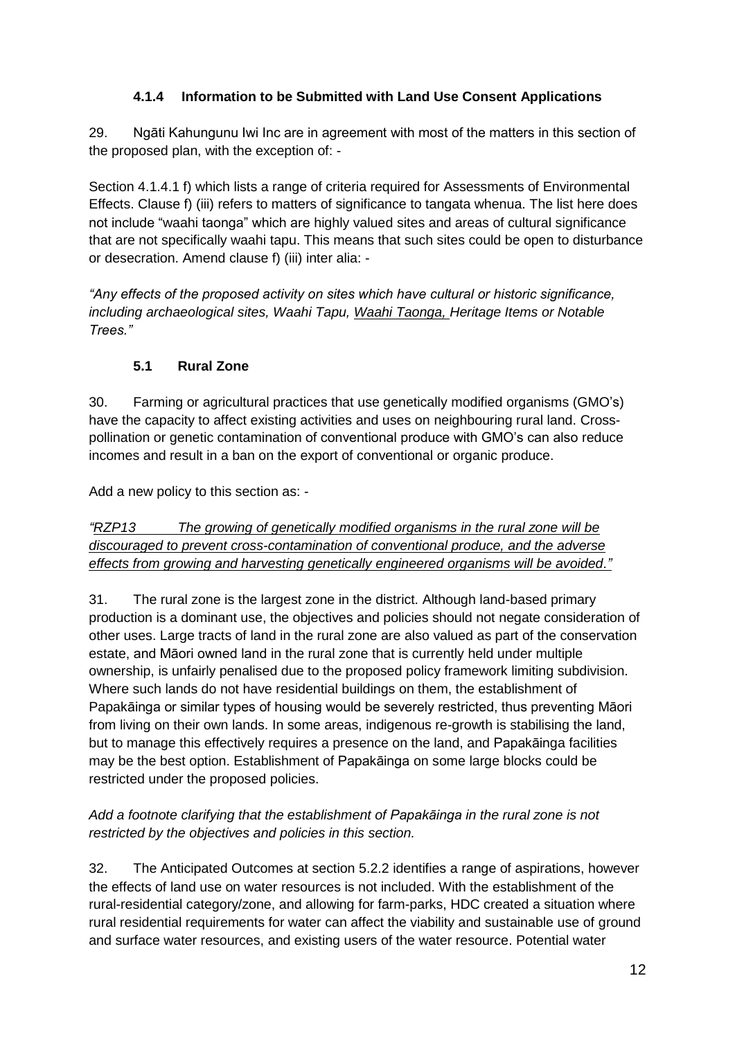### 4.1.4 Information to be Submitted with Land Use Consent Applications

29. Ngāti Kahungunu Iwi Inc are in agreement with most of the matters in this section of the proposed plan, with the exception of: -

Section 4.1.4.1 f) which lists a range of criteria required for Assessments of Environmental Effects. Clause f) (iii) refers to matters of significance to tangata whenua. The list here does not include "waahi taonga" which are highly valued sites and areas of cultural significance that are not specifically waahi tapu. This means that such sites could be open to disturbance or desecration. Amend clause f) (iii) inter alia: -

*"Any effects of the proposed activity on sites which have cultural or historic significance, including archaeological sites, Waahi Tapu, <u>Waahi Taonga,</u> Heritage Items or Notable Trees."*

### 5.1 Rural Zone

30. Farming or agricultural practices that use genetically modified organisms (GMO's) have the capacity to affect existing activities and uses on neighbouring rural land. Cross-pollination or genetic contamination of conventional produce with GMO's can also reduce incomes and result in a ban on the export of conventional or organic produce.

Add a new policy to this section as: -

*"<u>RZP13 The growing of genetically modified organisms in the rural zone will be discouraged to prevent cross-contamination of conventional produce, and the adverse effects from growing and harvesting genetically engineered organisms will be avoided.</u>"*

31. The rural zone is the largest zone in the district. Although land-based primary production is a dominant use, the objectives and policies should not negate consideration of other uses. Large tracts of land in the rural zone are also valued as part of the conservation estate, and Māori owned land in the rural zone that is currently held under multiple ownership, is unfairly penalised due to the proposed policy framework limiting subdivision. Where such lands do not have residential buildings on them, the establishment of Papakāinga or similar types of housing would be severely restricted, thus preventing Māori from living on their own lands. In some areas, indigenous re-growth is stabilising the land, but to manage this effectively requires a presence on the land, and Papakāinga facilities may be the best option. Establishment of Papakāinga on some large blocks could be restricted under the proposed policies.

*Add a footnote clarifying that the establishment of Papakāinga in the rural zone is not restricted by the objectives and policies in this section.*

32. The Anticipated Outcomes at section 5.2.2 identifies a range of aspirations, however the effects of land use on water resources is not included. With the establishment of the rural-residential category/zone, and allowing for farm-parks, HDC created a situation where rural residential requirements for water can affect the viability and sustainable use of ground and surface water resources, and existing users of the water resource. Potential water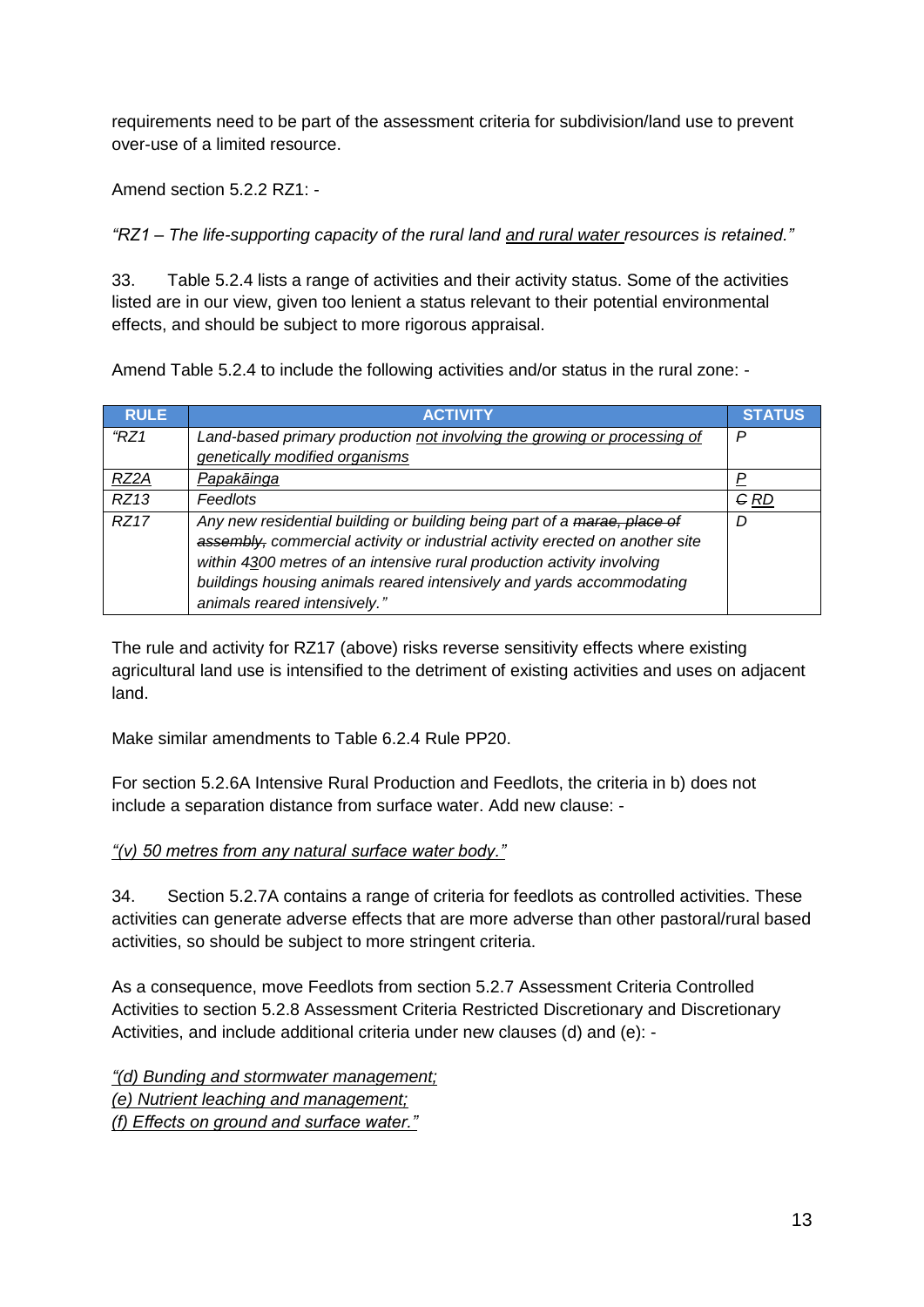requirements need to be part of the assessment criteria for subdivision/land use to prevent over-use of a limited resource.

Amend section 5.2.2 RZ1: -

*"RZ1 – The life-supporting capacity of the rural land <u>and rural water</u> resources is retained."*

33. Table 5.2.4 lists a range of activities and their activity status. Some of the activities listed are in our view, given too lenient a status relevant to their potential environmental effects, and should be subject to more rigorous appraisal.

Amend Table 5.2.4 to include the following activities and/or status in the rural zone: -

| RULE | ACTIVITY | STATUS |
|---|---|---|
| *"RZ1* | *Land-based primary production <u>not involving the growing or processing of genetically modified organisms</u>* | *P* |
| *<u>RZ2A</u>* | *<u>Papakāinga</u>* | *<u>P</u>* |
| *RZ13* | *Feedlots* | *~~C~~ <u>RD</u>* |
| *RZ17* | *Any new residential building or building being part of a ~~marae, place of assembly,~~ commercial activity or industrial activity erected on another site within ~~4~~<u>3</u>00 metres of an intensive rural production activity involving buildings housing animals reared intensively and yards accommodating animals reared intensively."* | *D* |

The rule and activity for RZ17 (above) risks reverse sensitivity effects where existing agricultural land use is intensified to the detriment of existing activities and uses on adjacent land.

Make similar amendments to Table 6.2.4 Rule PP20.

For section 5.2.6A Intensive Rural Production and Feedlots, the criteria in b) does not include a separation distance from surface water. Add new clause: -

*<u>"(v) 50 metres from any natural surface water body."</u>*

34. Section 5.2.7A contains a range of criteria for feedlots as controlled activities. These activities can generate adverse effects that are more adverse than other pastoral/rural based activities, so should be subject to more stringent criteria.

As a consequence, move Feedlots from section 5.2.7 Assessment Criteria Controlled Activities to section 5.2.8 Assessment Criteria Restricted Discretionary and Discretionary Activities, and include additional criteria under new clauses (d) and (e): -

*<u>"(d) Bunding and stormwater management;</u>*
*<u>(e) Nutrient leaching and management;</u>*
*<u>(f) Effects on ground and surface water."</u>*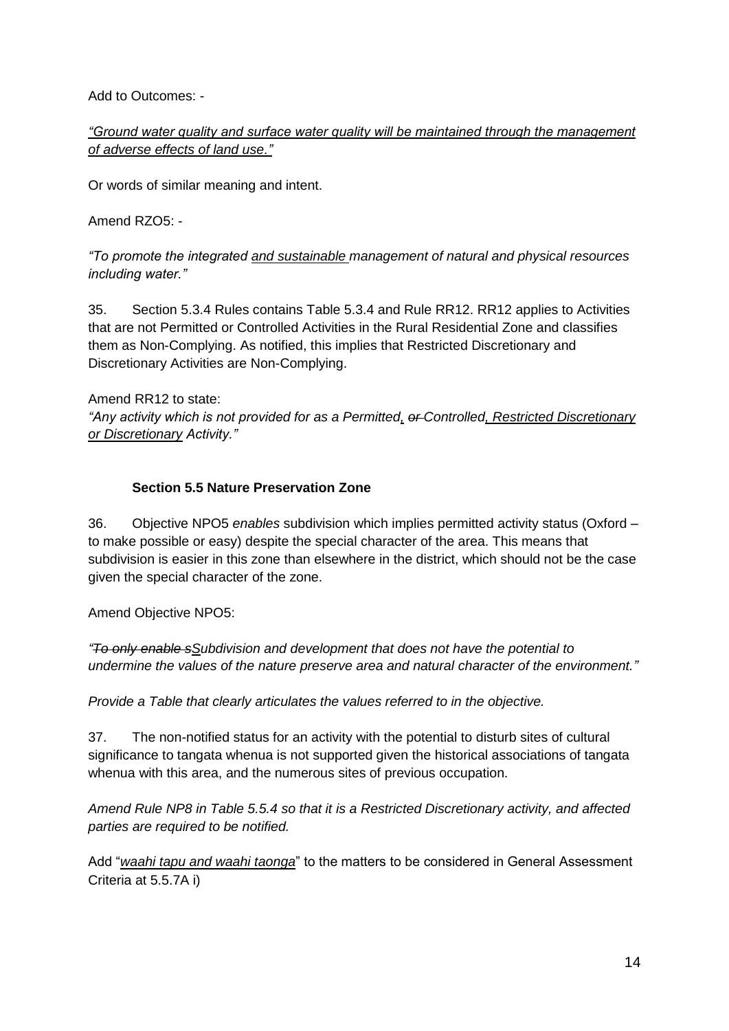Add to Outcomes: -

*"<u>Ground water quality and surface water quality will be maintained through the management of adverse effects of land use.</u>"*

Or words of similar meaning and intent.

Amend RZO5: -

*"To promote the integrated <u>and sustainable</u> management of natural and physical resources including water."*

35. Section 5.3.4 Rules contains Table 5.3.4 and Rule RR12. RR12 applies to Activities that are not Permitted or Controlled Activities in the Rural Residential Zone and classifies them as Non-Complying. As notified, this implies that Restricted Discretionary and Discretionary Activities are Non-Complying.

Amend RR12 to state:
*"Any activity which is not provided for as a Permitted<u>,</u> ~~or~~ Controlled<u>, Restricted Discretionary or Discretionary</u> Activity."*

**Section 5.5 Nature Preservation Zone**

36. Objective NPO5 *enables* subdivision which implies permitted activity status (Oxford – to make possible or easy) despite the special character of the area. This means that subdivision is easier in this zone than elsewhere in the district, which should not be the case given the special character of the zone.

Amend Objective NPO5:

*"~~To only enable s~~<u>S</u>ubdivision and development that does not have the potential to undermine the values of the nature preserve area and natural character of the environment."*

*Provide a Table that clearly articulates the values referred to in the objective.*

37. The non-notified status for an activity with the potential to disturb sites of cultural significance to tangata whenua is not supported given the historical associations of tangata whenua with this area, and the numerous sites of previous occupation.

*Amend Rule NP8 in Table 5.5.4 so that it is a Restricted Discretionary activity, and affected parties are required to be notified.*

Add "*<u>waahi tapu and waahi taonga</u>*" to the matters to be considered in General Assessment Criteria at 5.5.7A i)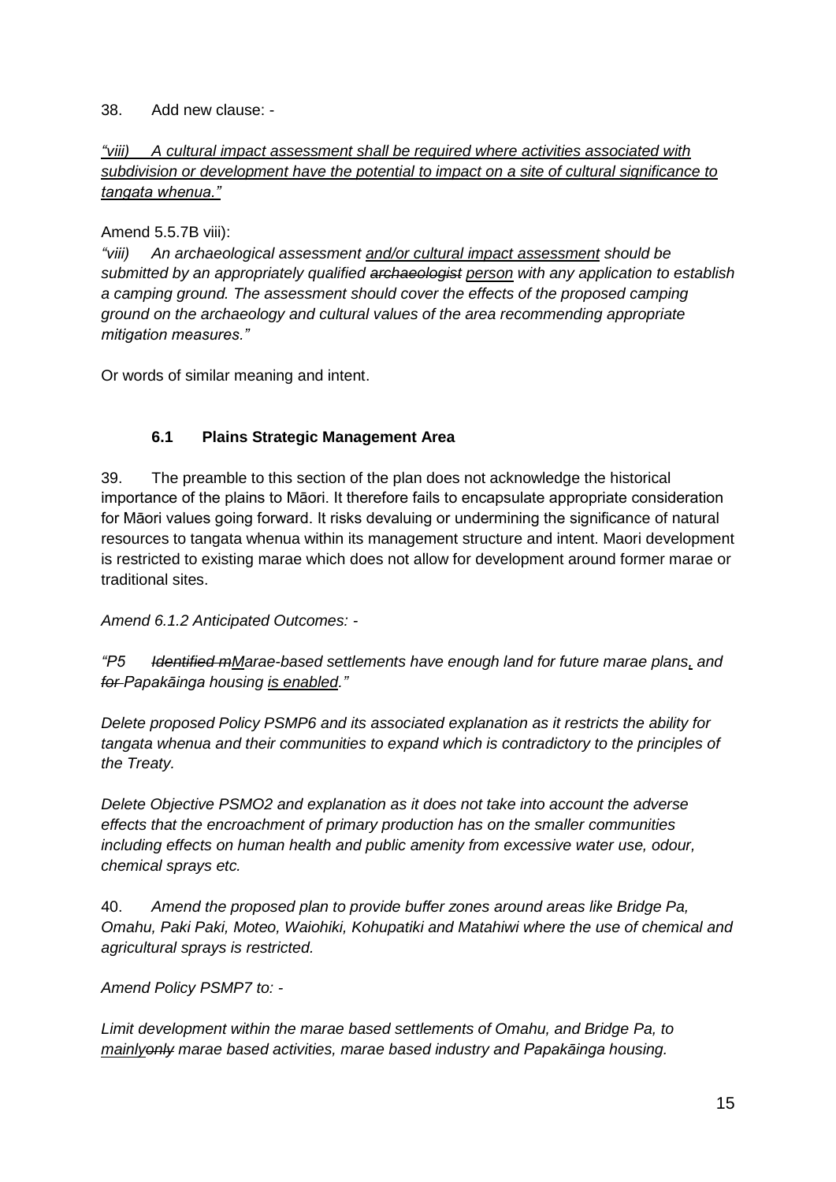38. Add new clause: -

*"viii) A cultural impact assessment shall be required where activities associated with subdivision or development have the potential to impact on a site of cultural significance to tangata whenua."*

Amend 5.5.7B viii):

*"viii) An archaeological assessment and/or cultural impact assessment should be submitted by an appropriately qualified ~~archaeologist~~ person with any application to establish a camping ground. The assessment should cover the effects of the proposed camping ground on the archaeology and cultural values of the area recommending appropriate mitigation measures."*

Or words of similar meaning and intent.

### 6.1 Plains Strategic Management Area

39. The preamble to this section of the plan does not acknowledge the historical importance of the plains to Māori. It therefore fails to encapsulate appropriate consideration for Māori values going forward. It risks devaluing or undermining the significance of natural resources to tangata whenua within its management structure and intent. Maori development is restricted to existing marae which does not allow for development around former marae or traditional sites.

*Amend 6.1.2 Anticipated Outcomes: -*

*"P5 ~~Identified m~~Marae-based settlements have enough land for future marae plans, and ~~for~~ Papakāinga housing is enabled."*

*Delete proposed Policy PSMP6 and its associated explanation as it restricts the ability for tangata whenua and their communities to expand which is contradictory to the principles of the Treaty.*

*Delete Objective PSMO2 and explanation as it does not take into account the adverse effects that the encroachment of primary production has on the smaller communities including effects on human health and public amenity from excessive water use, odour, chemical sprays etc.*

40. *Amend the proposed plan to provide buffer zones around areas like Bridge Pa, Omahu, Paki Paki, Moteo, Waiohiki, Kohupatiki and Matahiwi where the use of chemical and agricultural sprays is restricted.*

*Amend Policy PSMP7 to: -*

*Limit development within the marae based settlements of Omahu, and Bridge Pa, to mainly~~only~~ marae based activities, marae based industry and Papakāinga housing.*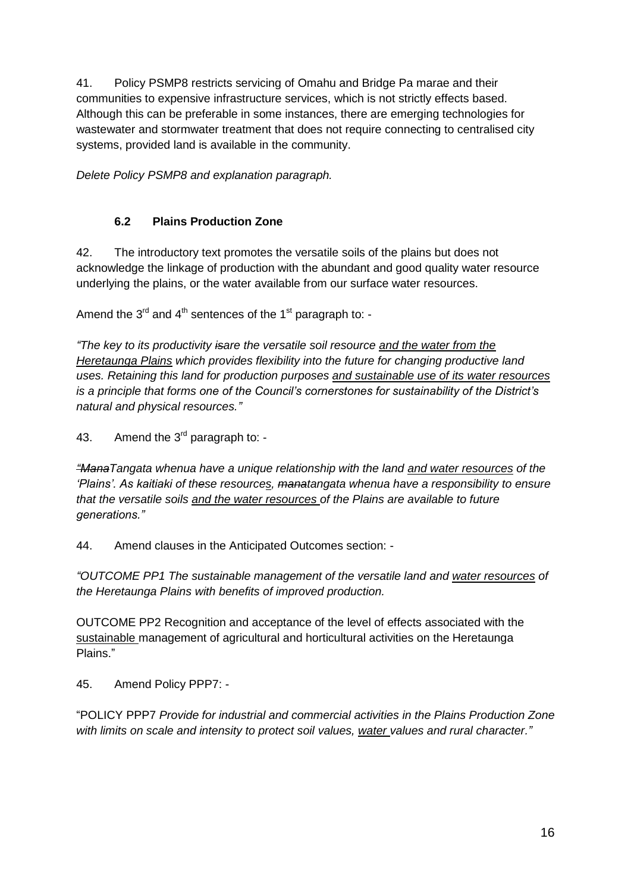41. Policy PSMP8 restricts servicing of Omahu and Bridge Pa marae and their communities to expensive infrastructure services, which is not strictly effects based. Although this can be preferable in some instances, there are emerging technologies for wastewater and stormwater treatment that does not require connecting to centralised city systems, provided land is available in the community.

*Delete Policy PSMP8 and explanation paragraph.*

### 6.2 Plains Production Zone

42. The introductory text promotes the versatile soils of the plains but does not acknowledge the linkage of production with the abundant and good quality water resource underlying the plains, or the water available from our surface water resources.

Amend the 3rd and 4th sentences of the 1st paragraph to: -

*"The key to its productivity ~~is~~are the versatile soil resource <u>and the water from the Heretaunga Plains</u> which provides flexibility into the future for changing productive land uses. Retaining this land for production purposes <u>and sustainable use of its water resources</u> is a principle that forms one of the Council's cornerstones for sustainability of the District's natural and physical resources."*

43. Amend the 3rd paragraph to: -

*~~"Mana~~Tangata whenua have a unique relationship with the land <u>and water resources</u> of the 'Plains'. As kaitiaki of th<u>ese</u> resource<u>s,</u> ~~mana~~tangata whenua have a responsibility to ensure that the versatile soils <u>and the water resources</u> of the Plains are available to future generations."*

44. Amend clauses in the Anticipated Outcomes section: -

*"OUTCOME PP1 The sustainable management of the versatile land and <u>water resources</u> of the Heretaunga Plains with benefits of improved production.*

OUTCOME PP2 Recognition and acceptance of the level of effects associated with the <u>sustainable</u> management of agricultural and horticultural activities on the Heretaunga Plains."

45. Amend Policy PPP7: -

"POLICY PPP7 *Provide for industrial and commercial activities in the Plains Production Zone with limits on scale and intensity to protect soil values, <u>water</u> values and rural character."*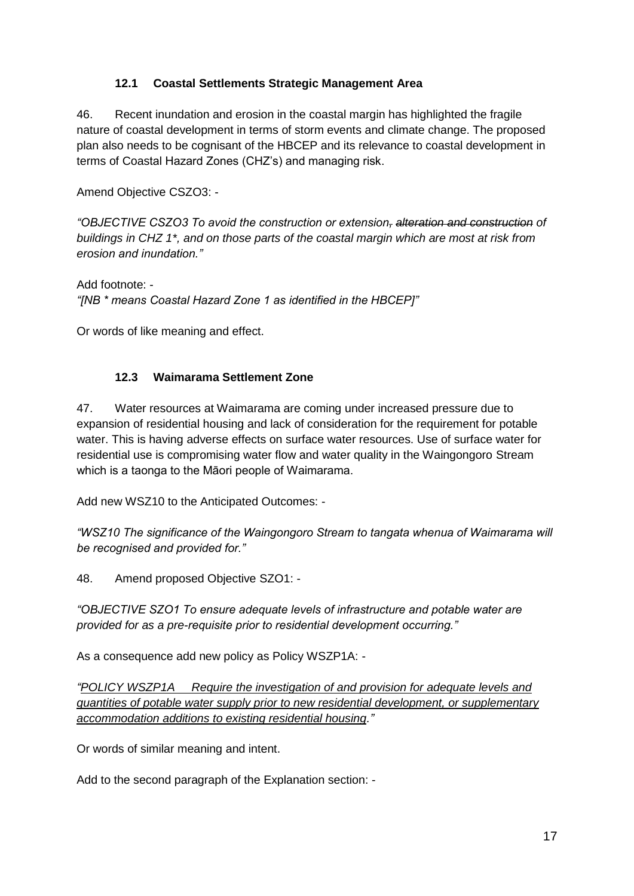### 12.1 Coastal Settlements Strategic Management Area

46. Recent inundation and erosion in the coastal margin has highlighted the fragile nature of coastal development in terms of storm events and climate change. The proposed plan also needs to be cognisant of the HBCEP and its relevance to coastal development in terms of Coastal Hazard Zones (CHZ's) and managing risk.

Amend Objective CSZO3: -

*"OBJECTIVE CSZO3 To avoid the construction or extension~~, alteration and construction~~ of buildings in CHZ 1*, and on those parts of the coastal margin which are most at risk from erosion and inundation."*

Add footnote: -
*"[NB * means Coastal Hazard Zone 1 as identified in the HBCEP]"*

Or words of like meaning and effect.

### 12.3 Waimarama Settlement Zone

47. Water resources at Waimarama are coming under increased pressure due to expansion of residential housing and lack of consideration for the requirement for potable water. This is having adverse effects on surface water resources. Use of surface water for residential use is compromising water flow and water quality in the Waingongoro Stream which is a taonga to the Māori people of Waimarama.

Add new WSZ10 to the Anticipated Outcomes: -

*"WSZ10 The significance of the Waingongoro Stream to tangata whenua of Waimarama will be recognised and provided for."*

48. Amend proposed Objective SZO1: -

*"OBJECTIVE SZO1 To ensure adequate levels of infrastructure and potable water are provided for as a pre-requisite prior to residential development occurring."*

As a consequence add new policy as Policy WSZP1A: -

*"<u>POLICY WSZP1A Require the investigation of and provision for adequate levels and quantities of potable water supply prior to new residential development, or supplementary accommodation additions to existing residential housing</u>."*

Or words of similar meaning and intent.

Add to the second paragraph of the Explanation section: -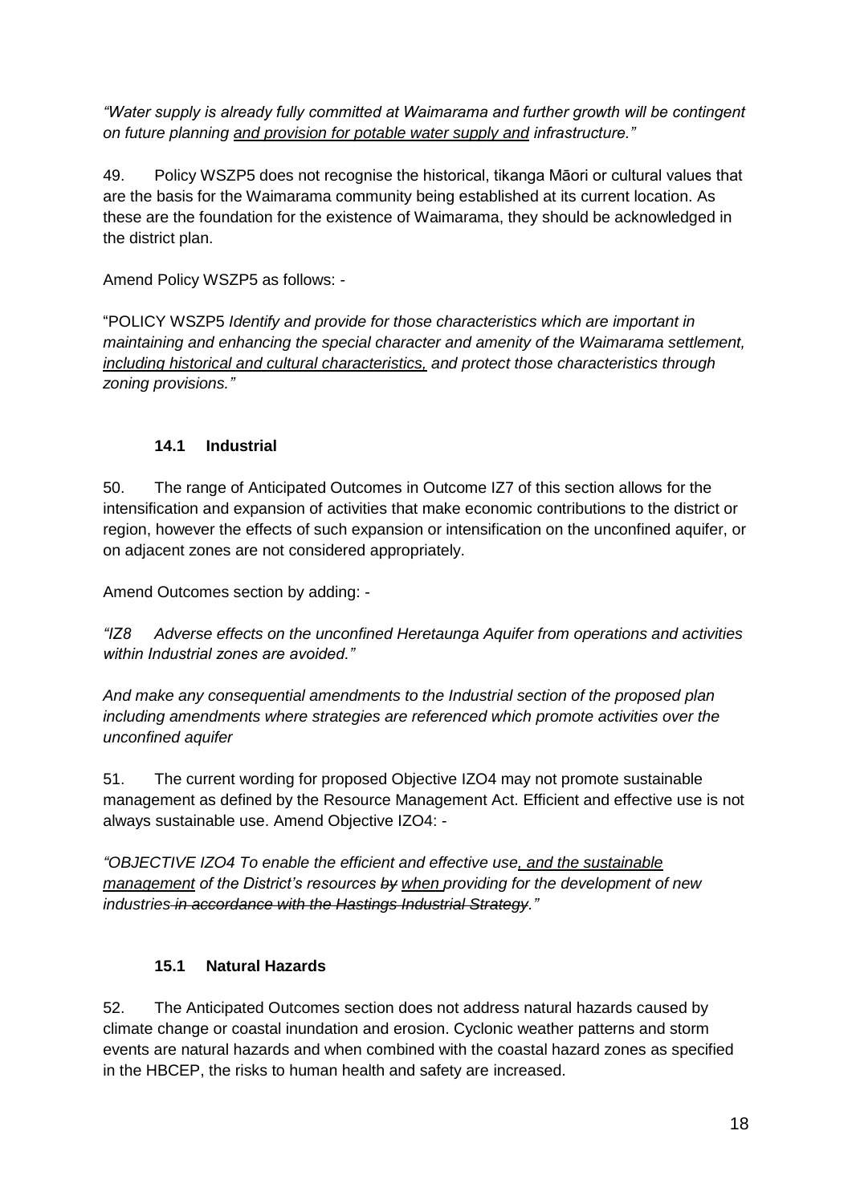*"Water supply is already fully committed at Waimarama and further growth will be contingent on future planning <u>and provision for potable water supply and</u> infrastructure."*

49. Policy WSZP5 does not recognise the historical, tikanga Māori or cultural values that are the basis for the Waimarama community being established at its current location. As these are the foundation for the existence of Waimarama, they should be acknowledged in the district plan.

Amend Policy WSZP5 as follows: -

"POLICY WSZP5 *Identify and provide for those characteristics which are important in maintaining and enhancing the special character and amenity of the Waimarama settlement, <u>including historical and cultural characteristics,</u> and protect those characteristics through zoning provisions."*

### 14.1 Industrial

50. The range of Anticipated Outcomes in Outcome IZ7 of this section allows for the intensification and expansion of activities that make economic contributions to the district or region, however the effects of such expansion or intensification on the unconfined aquifer, or on adjacent zones are not considered appropriately.

Amend Outcomes section by adding: -

*"IZ8 Adverse effects on the unconfined Heretaunga Aquifer from operations and activities within Industrial zones are avoided."*

*And make any consequential amendments to the Industrial section of the proposed plan including amendments where strategies are referenced which promote activities over the unconfined aquifer*

51. The current wording for proposed Objective IZO4 may not promote sustainable management as defined by the Resource Management Act. Efficient and effective use is not always sustainable use. Amend Objective IZO4: -

*"OBJECTIVE IZO4 To enable the efficient and effective use<u>, and the sustainable management</u> of the District's resources ~~by~~ <u>when</u> providing for the development of new industries ~~in accordance with the Hastings Industrial Strategy~~."*

### 15.1 Natural Hazards

52. The Anticipated Outcomes section does not address natural hazards caused by climate change or coastal inundation and erosion. Cyclonic weather patterns and storm events are natural hazards and when combined with the coastal hazard zones as specified in the HBCEP, the risks to human health and safety are increased.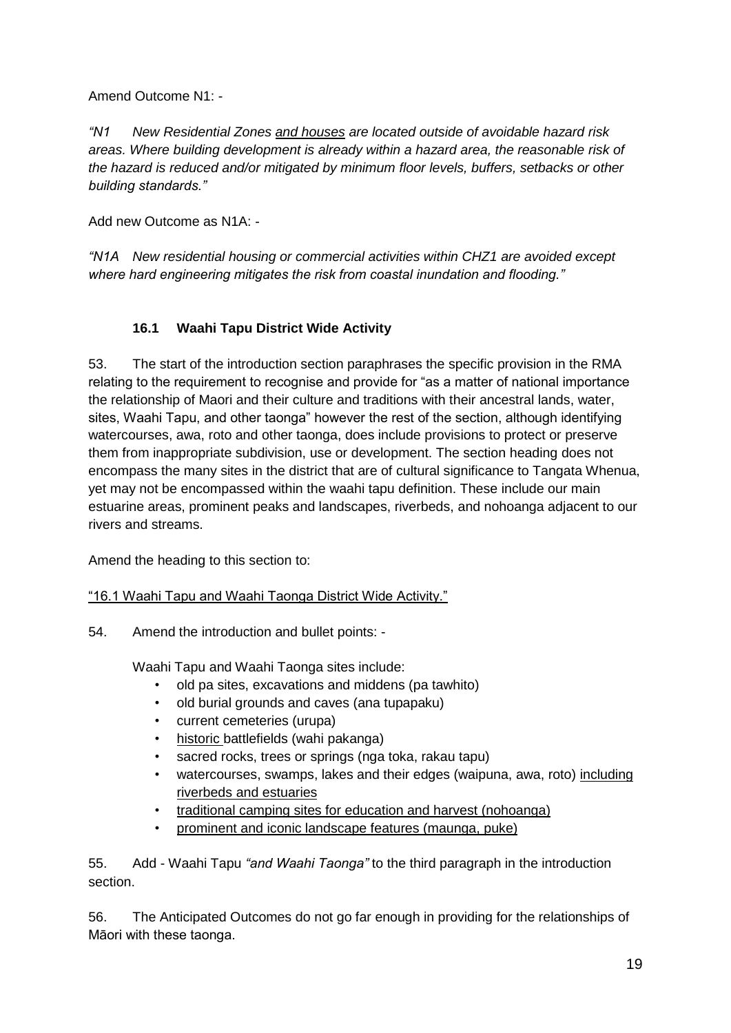Amend Outcome N1: -

*"N1 New Residential Zones <u>and houses</u> are located outside of avoidable hazard risk areas. Where building development is already within a hazard area, the reasonable risk of the hazard is reduced and/or mitigated by minimum floor levels, buffers, setbacks or other building standards."*

Add new Outcome as N1A: -

*"N1A New residential housing or commercial activities within CHZ1 are avoided except where hard engineering mitigates the risk from coastal inundation and flooding."*

### 16.1 Waahi Tapu District Wide Activity

53. The start of the introduction section paraphrases the specific provision in the RMA relating to the requirement to recognise and provide for "as a matter of national importance the relationship of Maori and their culture and traditions with their ancestral lands, water, sites, Waahi Tapu, and other taonga" however the rest of the section, although identifying watercourses, awa, roto and other taonga, does include provisions to protect or preserve them from inappropriate subdivision, use or development. The section heading does not encompass the many sites in the district that are of cultural significance to Tangata Whenua, yet may not be encompassed within the waahi tapu definition. These include our main estuarine areas, prominent peaks and landscapes, riverbeds, and nohoanga adjacent to our rivers and streams.

Amend the heading to this section to:

<u>"16.1 Waahi Tapu and Waahi Taonga District Wide Activity."</u>

54. Amend the introduction and bullet points: -

Waahi Tapu and Waahi Taonga sites include:

- old pa sites, excavations and middens (pa tawhito)
- old burial grounds and caves (ana tupapaku)
- current cemeteries (urupa)
- <u>historic</u> battlefields (wahi pakanga)
- sacred rocks, trees or springs (nga toka, rakau tapu)
- watercourses, swamps, lakes and their edges (waipuna, awa, roto) <u>including riverbeds and estuaries</u>
- <u>traditional camping sites for education and harvest (nohoanga)</u>
- <u>prominent and iconic landscape features (maunga, puke)</u>

55. Add - Waahi Tapu *"and Waahi Taonga"* to the third paragraph in the introduction section.

56. The Anticipated Outcomes do not go far enough in providing for the relationships of Māori with these taonga.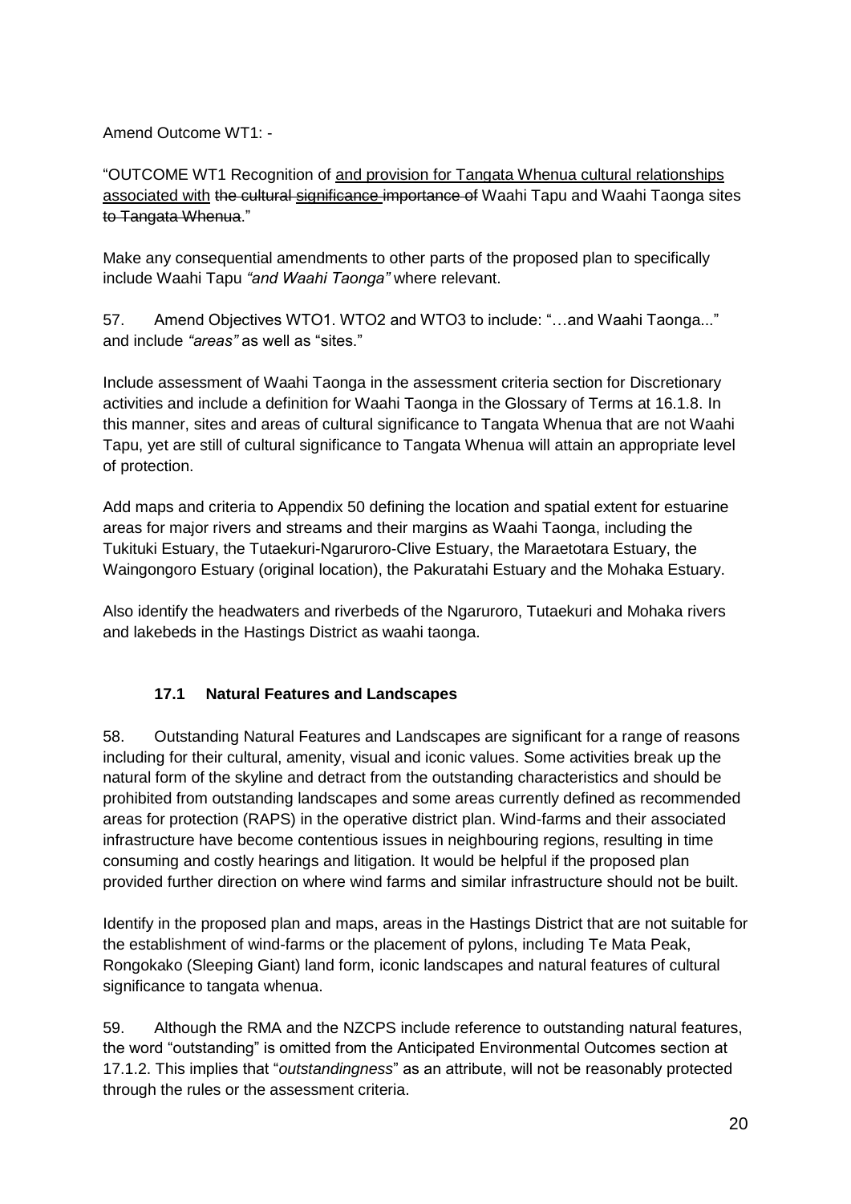Amend Outcome WT1: -

"OUTCOME WT1 Recognition of <u>and provision for Tangata Whenua cultural relationships associated with</u> ~~the cultural <u>significance</u> importance of~~ Waahi Tapu and Waahi Taonga sites ~~to Tangata Whenua~~."

Make any consequential amendments to other parts of the proposed plan to specifically include Waahi Tapu *"and Waahi Taonga"* where relevant.

57. Amend Objectives WTO1. WTO2 and WTO3 to include: "…and Waahi Taonga..." and include *"areas"* as well as "sites."

Include assessment of Waahi Taonga in the assessment criteria section for Discretionary activities and include a definition for Waahi Taonga in the Glossary of Terms at 16.1.8. In this manner, sites and areas of cultural significance to Tangata Whenua that are not Waahi Tapu, yet are still of cultural significance to Tangata Whenua will attain an appropriate level of protection.

Add maps and criteria to Appendix 50 defining the location and spatial extent for estuarine areas for major rivers and streams and their margins as Waahi Taonga, including the Tukituki Estuary, the Tutaekuri-Ngaruroro-Clive Estuary, the Maraetotara Estuary, the Waingongoro Estuary (original location), the Pakuratahi Estuary and the Mohaka Estuary.

Also identify the headwaters and riverbeds of the Ngaruroro, Tutaekuri and Mohaka rivers and lakebeds in the Hastings District as waahi taonga.

### 17.1 Natural Features and Landscapes

58. Outstanding Natural Features and Landscapes are significant for a range of reasons including for their cultural, amenity, visual and iconic values. Some activities break up the natural form of the skyline and detract from the outstanding characteristics and should be prohibited from outstanding landscapes and some areas currently defined as recommended areas for protection (RAPS) in the operative district plan. Wind-farms and their associated infrastructure have become contentious issues in neighbouring regions, resulting in time consuming and costly hearings and litigation. It would be helpful if the proposed plan provided further direction on where wind farms and similar infrastructure should not be built.

Identify in the proposed plan and maps, areas in the Hastings District that are not suitable for the establishment of wind-farms or the placement of pylons, including Te Mata Peak, Rongokako (Sleeping Giant) land form, iconic landscapes and natural features of cultural significance to tangata whenua.

59. Although the RMA and the NZCPS include reference to outstanding natural features, the word "outstanding" is omitted from the Anticipated Environmental Outcomes section at 17.1.2. This implies that "*outstandingness*" as an attribute, will not be reasonably protected through the rules or the assessment criteria.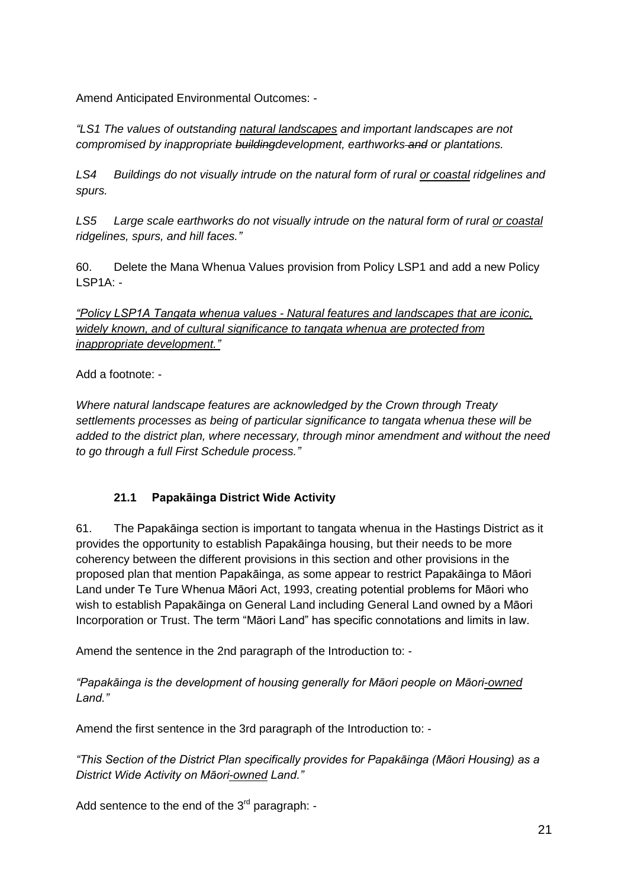Amend Anticipated Environmental Outcomes: -

*"LS1 The values of outstanding <u>natural landscapes</u> and important landscapes are not compromised by inappropriate ~~building~~development, earthworks ~~and~~ or plantations.*

*LS4 Buildings do not visually intrude on the natural form of rural <u>or coastal</u> ridgelines and spurs.*

*LS5 Large scale earthworks do not visually intrude on the natural form of rural <u>or coastal</u> ridgelines, spurs, and hill faces."*

60. Delete the Mana Whenua Values provision from Policy LSP1 and add a new Policy LSP1A: -

*<u>"Policy LSP1A Tangata whenua values - Natural features and landscapes that are iconic, widely known, and of cultural significance to tangata whenua are protected from inappropriate development."</u>*

Add a footnote: -

*Where natural landscape features are acknowledged by the Crown through Treaty settlements processes as being of particular significance to tangata whenua these will be added to the district plan, where necessary, through minor amendment and without the need to go through a full First Schedule process."*

### 21.1 Papakāinga District Wide Activity

61. The Papakāinga section is important to tangata whenua in the Hastings District as it provides the opportunity to establish Papakāinga housing, but their needs to be more coherency between the different provisions in this section and other provisions in the proposed plan that mention Papakāinga, as some appear to restrict Papakāinga to Māori Land under Te Ture Whenua Māori Act, 1993, creating potential problems for Māori who wish to establish Papakāinga on General Land including General Land owned by a Māori Incorporation or Trust. The term "Māori Land" has specific connotations and limits in law.

Amend the sentence in the 2nd paragraph of the Introduction to: -

*"Papakāinga is the development of housing generally for Māori people on Māori<u>-owned</u> Land."*

Amend the first sentence in the 3rd paragraph of the Introduction to: -

*"This Section of the District Plan specifically provides for Papakāinga (Māori Housing) as a District Wide Activity on Māori<u>-owned</u> Land."*

Add sentence to the end of the 3rd paragraph: -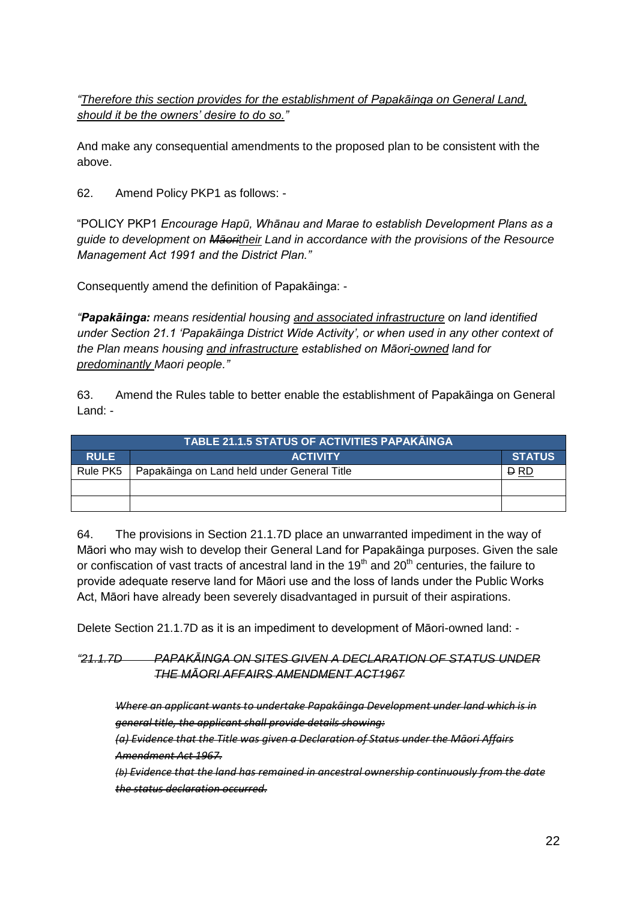*"<u>Therefore this section provides for the establishment of Papakāinga on General Land, should it be the owners' desire to do so.</u>"*

And make any consequential amendments to the proposed plan to be consistent with the above.

62. Amend Policy PKP1 as follows: -

"POLICY PKP1 *Encourage Hapū, Whānau and Marae to establish Development Plans as a guide to development on ~~Māori~~<u>their</u> Land in accordance with the provisions of the Resource Management Act 1991 and the District Plan."*

Consequently amend the definition of Papakāinga: -

*"**Papakāinga:** means residential housing <u>and associated infrastructure</u> on land identified under Section 21.1 'Papakāinga District Wide Activity', or when used in any other context of the Plan means housing <u>and infrastructure</u> established on Māori<u>-owned</u> land for <u>predominantly</u> Maori people."*

63. Amend the Rules table to better enable the establishment of Papakāinga on General Land: -

| TABLE 21.1.5 STATUS OF ACTIVITIES PAPAKĀINGA | | |
|---|---|---|
| **RULE** | **ACTIVITY** | **STATUS** |
| Rule PK5 | Papakāinga on Land held under General Title | ~~D~~ <u>RD</u> |
| | | |
| | | |

64. The provisions in Section 21.1.7D place an unwarranted impediment in the way of Māori who may wish to develop their General Land for Papakāinga purposes. Given the sale or confiscation of vast tracts of ancestral land in the 19th and 20th centuries, the failure to provide adequate reserve land for Māori use and the loss of lands under the Public Works Act, Māori have already been severely disadvantaged in pursuit of their aspirations.

Delete Section 21.1.7D as it is an impediment to development of Māori-owned land: -

*"~~21.1.7D PAPAKĀINGA ON SITES GIVEN A DECLARATION OF STATUS UNDER THE MĀORI AFFAIRS AMENDMENT ACT1967~~*

*~~Where an applicant wants to undertake Papakāinga Development under land which is in general title, the applicant shall provide details showing:~~*

*~~(a) Evidence that the Title was given a Declaration of Status under the Māori Affairs Amendment Act 1967.~~*

*~~(b) Evidence that the land has remained in ancestral ownership continuously from the date the status declaration occurred.~~*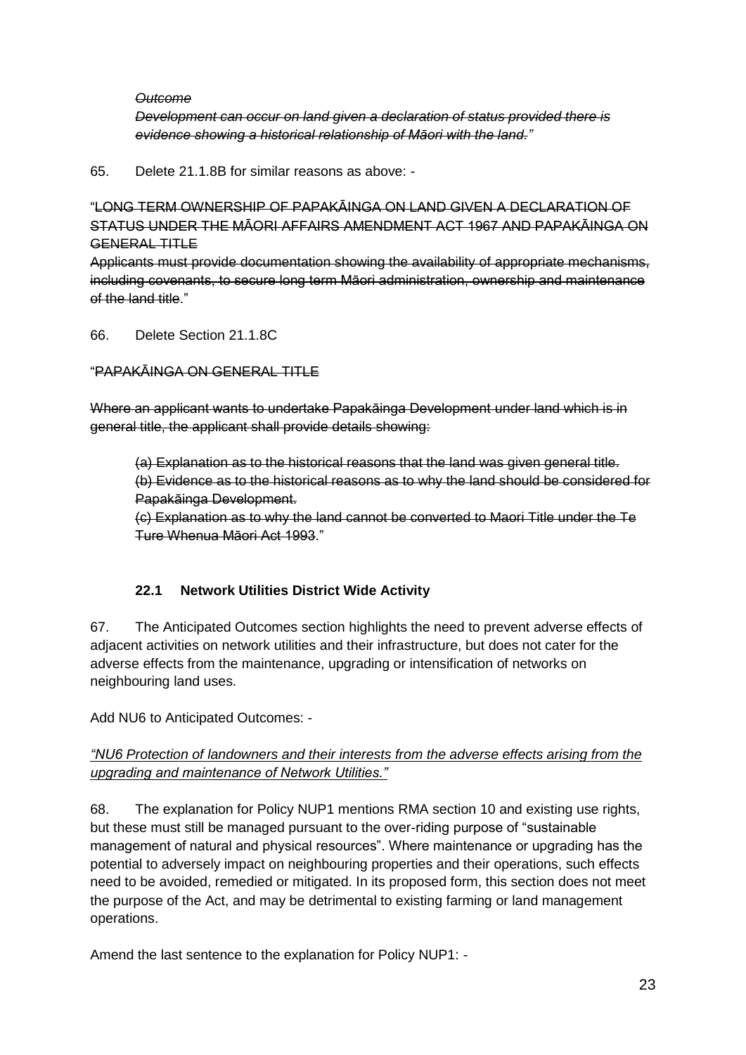~~*Outcome*~~

~~*Development can occur on land given a declaration of status provided there is evidence showing a historical relationship of Māori with the land."*~~

65. Delete 21.1.8B for similar reasons as above: -

"~~LONG TERM OWNERSHIP OF PAPAKĀINGA ON LAND GIVEN A DECLARATION OF STATUS UNDER THE MĀORI AFFAIRS AMENDMENT ACT 1967 AND PAPAKĀINGA ON GENERAL TITLE~~

~~Applicants must provide documentation showing the availability of appropriate mechanisms, including covenants, to secure long term Māori administration, ownership and maintenance of the land title~~."

66. Delete Section 21.1.8C

"~~PAPAKĀINGA ON GENERAL TITLE~~

~~Where an applicant wants to undertake Papakāinga Development under land which is in general title, the applicant shall provide details showing:~~

~~(a) Explanation as to the historical reasons that the land was given general title.~~
~~(b) Evidence as to the historical reasons as to why the land should be considered for Papakāinga Development.~~
~~(c) Explanation as to why the land cannot be converted to Maori Title under the Te Ture Whenua Māori Act 1993~~."

### 22.1 Network Utilities District Wide Activity

67. The Anticipated Outcomes section highlights the need to prevent adverse effects of adjacent activities on network utilities and their infrastructure, but does not cater for the adverse effects from the maintenance, upgrading or intensification of networks on neighbouring land uses.

Add NU6 to Anticipated Outcomes: -

<u>*"NU6 Protection of landowners and their interests from the adverse effects arising from the upgrading and maintenance of Network Utilities."*</u>

68. The explanation for Policy NUP1 mentions RMA section 10 and existing use rights, but these must still be managed pursuant to the over-riding purpose of "sustainable management of natural and physical resources". Where maintenance or upgrading has the potential to adversely impact on neighbouring properties and their operations, such effects need to be avoided, remedied or mitigated. In its proposed form, this section does not meet the purpose of the Act, and may be detrimental to existing farming or land management operations.

Amend the last sentence to the explanation for Policy NUP1: -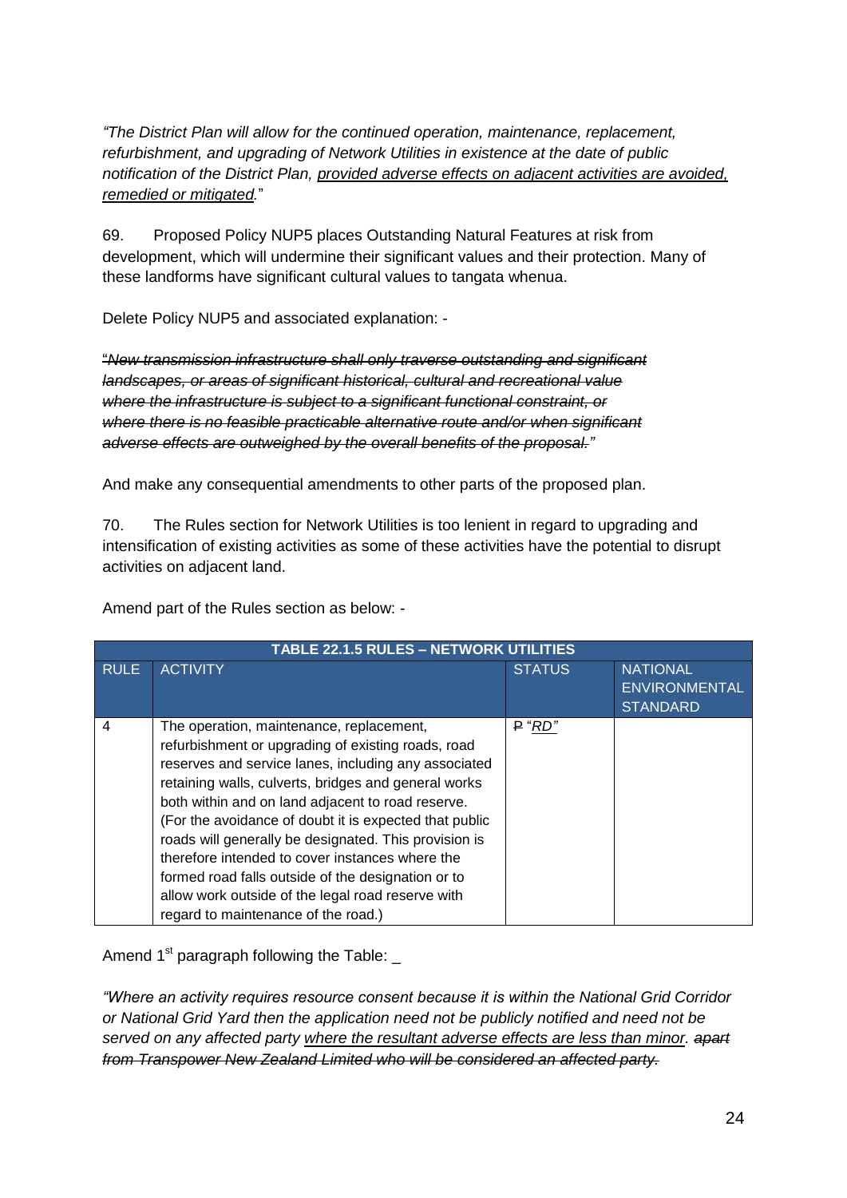*"The District Plan will allow for the continued operation, maintenance, replacement, refurbishment, and upgrading of Network Utilities in existence at the date of public notification of the District Plan, <u>provided adverse effects on adjacent activities are avoided, remedied or mitigated</u>.*"

69. Proposed Policy NUP5 places Outstanding Natural Features at risk from development, which will undermine their significant values and their protection. Many of these landforms have significant cultural values to tangata whenua.

Delete Policy NUP5 and associated explanation: -

~~*"New transmission infrastructure shall only traverse outstanding and significant landscapes, or areas of significant historical, cultural and recreational value where the infrastructure is subject to a significant functional constraint, or where there is no feasible practicable alternative route and/or when significant adverse effects are outweighed by the overall benefits of the proposal."*~~

And make any consequential amendments to other parts of the proposed plan.

70. The Rules section for Network Utilities is too lenient in regard to upgrading and intensification of existing activities as some of these activities have the potential to disrupt activities on adjacent land.

Amend part of the Rules section as below: -

| TABLE 22.1.5 RULES – NETWORK UTILITIES | | | |
|---|---|---|---|
| RULE | ACTIVITY | STATUS | NATIONAL ENVIRONMENTAL STANDARD |
| 4 | The operation, maintenance, replacement, refurbishment or upgrading of existing roads, road reserves and service lanes, including any associated retaining walls, culverts, bridges and general works both within and on land adjacent to road reserve. (For the avoidance of doubt it is expected that public roads will generally be designated. This provision is therefore intended to cover instances where the formed road falls outside of the designation or to allow work outside of the legal road reserve with regard to maintenance of the road.) | ~~P~~ "*<u>RD</u>*" | |

Amend 1st paragraph following the Table: _

*"Where an activity requires resource consent because it is within the National Grid Corridor or National Grid Yard then the application need not be publicly notified and need not be served on any affected party <u>where the resultant adverse effects are less than minor</u>. ~~apart from Transpower New Zealand Limited who will be considered an affected party.~~*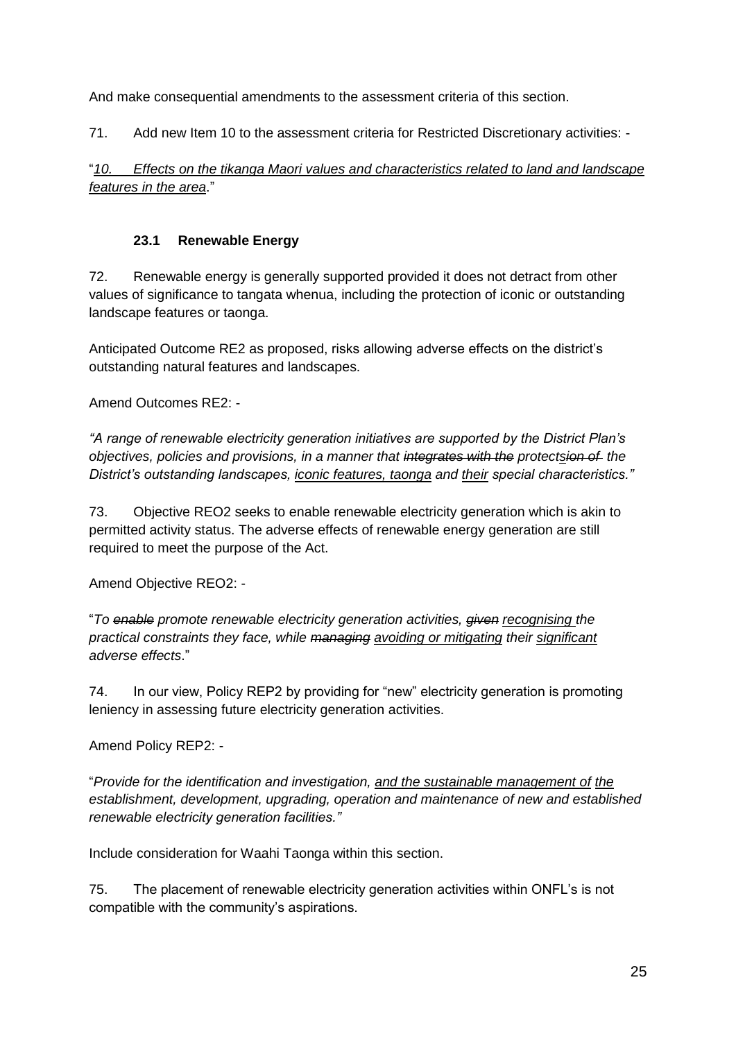And make consequential amendments to the assessment criteria of this section.

71. Add new Item 10 to the assessment criteria for Restricted Discretionary activities: -

"<u>*10. Effects on the tikanga Maori values and characteristics related to land and landscape features in the area*</u>."

### 23.1 Renewable Energy

72. Renewable energy is generally supported provided it does not detract from other values of significance to tangata whenua, including the protection of iconic or outstanding landscape features or taonga.

Anticipated Outcome RE2 as proposed, risks allowing adverse effects on the district's outstanding natural features and landscapes.

Amend Outcomes RE2: -

*"A range of renewable electricity generation initiatives are supported by the District Plan's objectives, policies and provisions, in a manner that ~~integrates with the~~ protect<u>s</u>~~ion of~~ the District's outstanding landscapes, <u>iconic features, taonga</u> and <u>their</u> special characteristics."*

73. Objective REO2 seeks to enable renewable electricity generation which is akin to permitted activity status. The adverse effects of renewable energy generation are still required to meet the purpose of the Act.

Amend Objective REO2: -

"*To ~~enable~~ promote renewable electricity generation activities, ~~given~~ <u>recognising</u> the practical constraints they face, while ~~managing~~ <u>avoiding or mitigating</u> their <u>significant</u> adverse effects*."

74. In our view, Policy REP2 by providing for "new" electricity generation is promoting leniency in assessing future electricity generation activities.

Amend Policy REP2: -

"*Provide for the identification and investigation, <u>and the sustainable management of</u> <u>the</u> establishment, development, upgrading, operation and maintenance of new and established renewable electricity generation facilities."*

Include consideration for Waahi Taonga within this section.

75. The placement of renewable electricity generation activities within ONFL's is not compatible with the community's aspirations.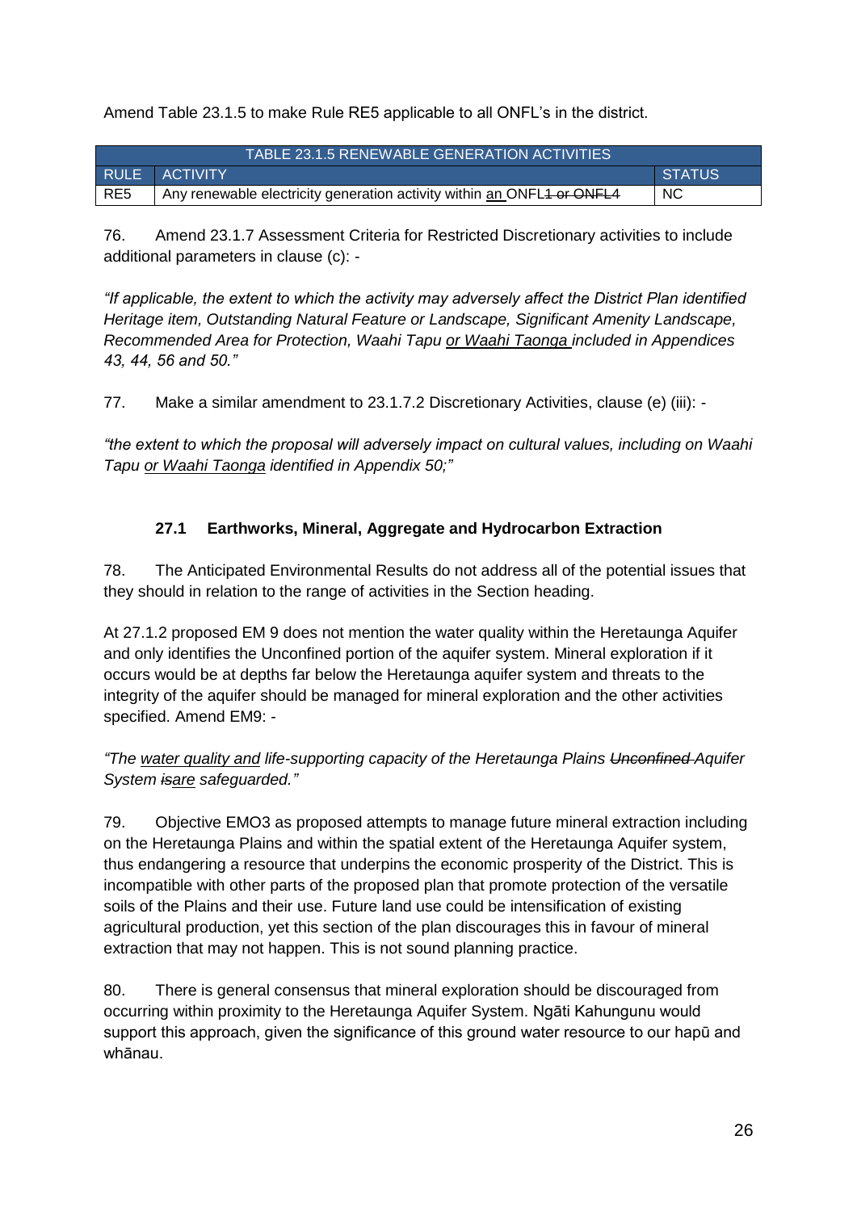Amend Table 23.1.5 to make Rule RE5 applicable to all ONFL's in the district.

| TABLE 23.1.5 RENEWABLE GENERATION ACTIVITIES | | |
|---|---|---|
| RULE | ACTIVITY | STATUS |
| RE5 | Any renewable electricity generation activity within <u>an</u> ONFL~~1 or ONFL4~~ | NC |

76. Amend 23.1.7 Assessment Criteria for Restricted Discretionary activities to include additional parameters in clause (c): -

*"If applicable, the extent to which the activity may adversely affect the District Plan identified Heritage item, Outstanding Natural Feature or Landscape, Significant Amenity Landscape, Recommended Area for Protection, Waahi Tapu <u>or Waahi Taonga</u> included in Appendices 43, 44, 56 and 50."*

77. Make a similar amendment to 23.1.7.2 Discretionary Activities, clause (e) (iii): -

*"the extent to which the proposal will adversely impact on cultural values, including on Waahi Tapu <u>or Waahi Taonga</u> identified in Appendix 50;"*

### 27.1 Earthworks, Mineral, Aggregate and Hydrocarbon Extraction

78. The Anticipated Environmental Results do not address all of the potential issues that they should in relation to the range of activities in the Section heading.

At 27.1.2 proposed EM 9 does not mention the water quality within the Heretaunga Aquifer and only identifies the Unconfined portion of the aquifer system. Mineral exploration if it occurs would be at depths far below the Heretaunga aquifer system and threats to the integrity of the aquifer should be managed for mineral exploration and the other activities specified. Amend EM9: -

*"The <u>water quality and</u> life-supporting capacity of the Heretaunga Plains ~~Unconfined~~ Aquifer System ~~is~~<u>are</u> safeguarded."*

79. Objective EMO3 as proposed attempts to manage future mineral extraction including on the Heretaunga Plains and within the spatial extent of the Heretaunga Aquifer system, thus endangering a resource that underpins the economic prosperity of the District. This is incompatible with other parts of the proposed plan that promote protection of the versatile soils of the Plains and their use. Future land use could be intensification of existing agricultural production, yet this section of the plan discourages this in favour of mineral extraction that may not happen. This is not sound planning practice.

80. There is general consensus that mineral exploration should be discouraged from occurring within proximity to the Heretaunga Aquifer System. Ngāti Kahungunu would support this approach, given the significance of this ground water resource to our hapū and whānau.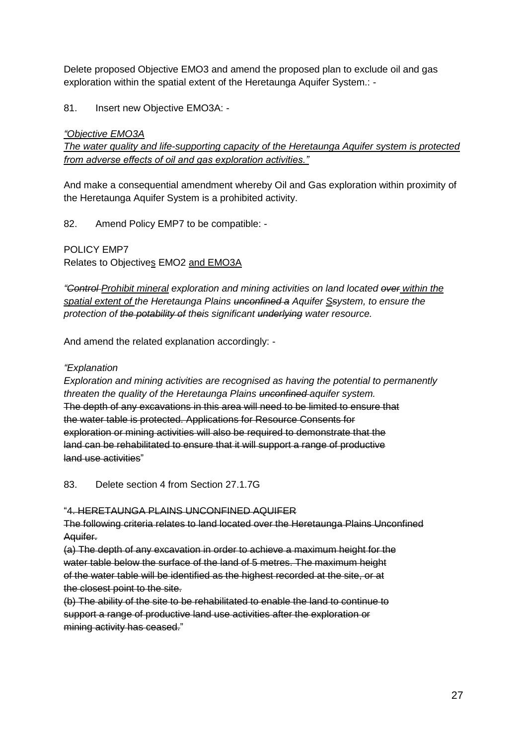Delete proposed Objective EMO3 and amend the proposed plan to exclude oil and gas exploration within the spatial extent of the Heretaunga Aquifer System.: -

81. Insert new Objective EMO3A: -

*<u>"Objective EMO3A</u>*

*<u>The water quality and life-supporting capacity of the Heretaunga Aquifer system is protected from adverse effects of oil and gas exploration activities."</u>*

And make a consequential amendment whereby Oil and Gas exploration within proximity of the Heretaunga Aquifer System is a prohibited activity.

82. Amend Policy EMP7 to be compatible: -

POLICY EMP7
Relates to Objective<u>s</u> EMO2 <u>and EMO3A</u>

*"~~Control~~ <u>Prohibit mineral</u> exploration and mining activities on land located ~~over~~ <u>within the spatial extent of</u> the Heretaunga Plains ~~unconfined a~~ Aquifer <u>S</u>~~s~~ystem, to ensure the protection of ~~the potability of~~ th~~e~~is significant ~~underlying~~ water resource.*

And amend the related explanation accordingly: -

*"Explanation*

*Exploration and mining activities are recognised as having the potential to permanently threaten the quality of the Heretaunga Plains ~~unconfined~~ aquifer system.*
~~The depth of any excavations in this area will need to be limited to ensure that the water table is protected. Applications for Resource Consents for exploration or mining activities will also be required to demonstrate that the land can be rehabilitated to ensure that it will support a range of productive land use activities~~"

83. Delete section 4 from Section 27.1.7G

"~~4. HERETAUNGA PLAINS UNCONFINED AQUIFER~~

~~The following criteria relates to land located over the Heretaunga Plains Unconfined Aquifer.~~

~~(a) The depth of any excavation in order to achieve a maximum height for the water table below the surface of the land of 5 metres. The maximum height of the water table will be identified as the highest recorded at the site, or at the closest point to the site.~~

~~(b) The ability of the site to be rehabilitated to enable the land to continue to support a range of productive land use activities after the exploration or mining activity has ceased.~~"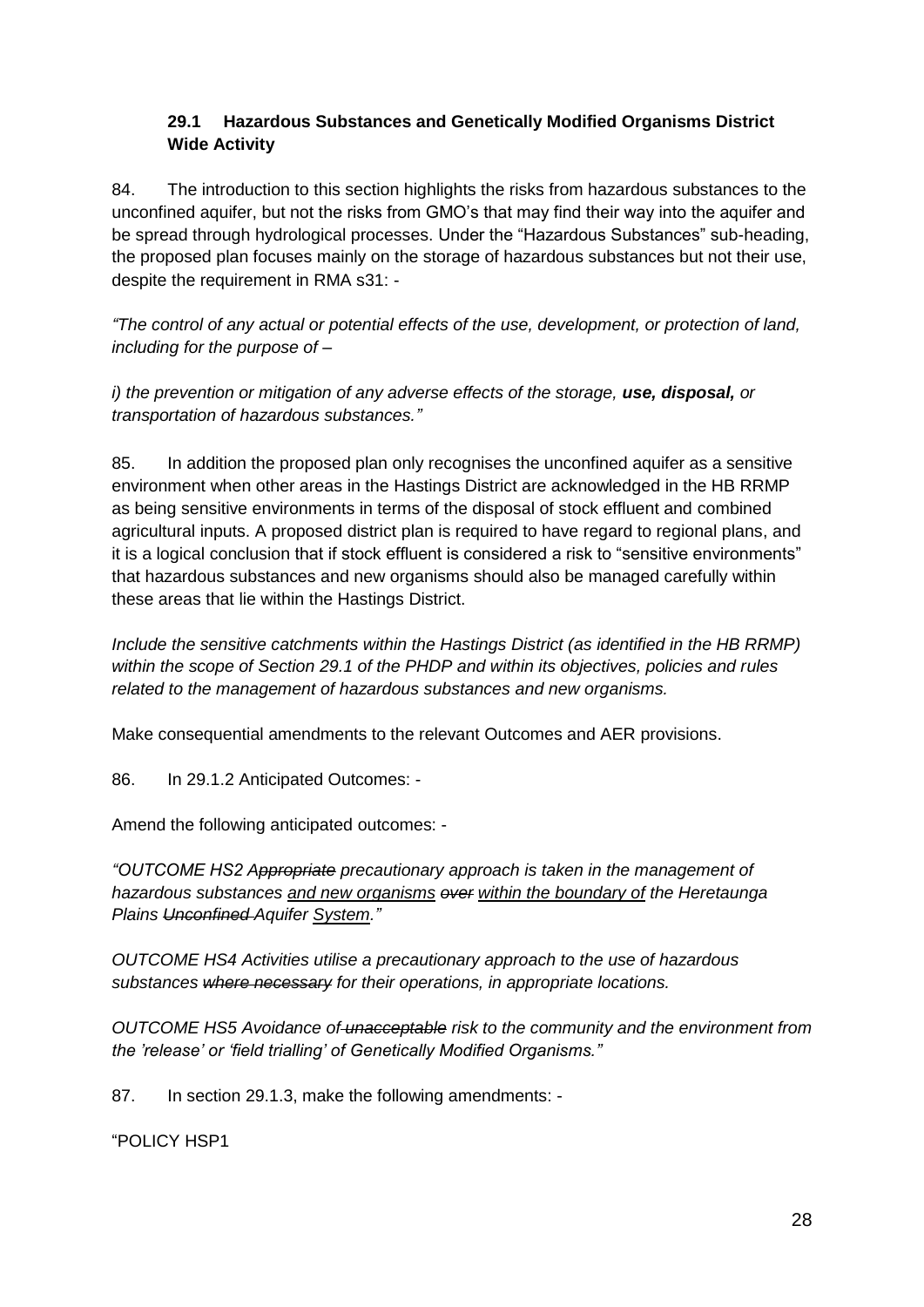### 29.1 Hazardous Substances and Genetically Modified Organisms District Wide Activity

84. The introduction to this section highlights the risks from hazardous substances to the unconfined aquifer, but not the risks from GMO's that may find their way into the aquifer and be spread through hydrological processes. Under the "Hazardous Substances" sub-heading, the proposed plan focuses mainly on the storage of hazardous substances but not their use, despite the requirement in RMA s31: -

*"The control of any actual or potential effects of the use, development, or protection of land, including for the purpose of –*

*i) the prevention or mitigation of any adverse effects of the storage, **use, disposal,** or transportation of hazardous substances."*

85. In addition the proposed plan only recognises the unconfined aquifer as a sensitive environment when other areas in the Hastings District are acknowledged in the HB RRMP as being sensitive environments in terms of the disposal of stock effluent and combined agricultural inputs. A proposed district plan is required to have regard to regional plans, and it is a logical conclusion that if stock effluent is considered a risk to "sensitive environments" that hazardous substances and new organisms should also be managed carefully within these areas that lie within the Hastings District.

*Include the sensitive catchments within the Hastings District (as identified in the HB RRMP) within the scope of Section 29.1 of the PHDP and within its objectives, policies and rules related to the management of hazardous substances and new organisms.*

Make consequential amendments to the relevant Outcomes and AER provisions.

86. In 29.1.2 Anticipated Outcomes: -

Amend the following anticipated outcomes: -

*"OUTCOME HS2 A~~ppropriate~~ precautionary approach is taken in the management of hazardous substances <u>and new organisms</u> ~~over~~ <u>within the boundary of</u> the Heretaunga Plains ~~Unconfined~~ Aquifer <u>System</u>."*

*OUTCOME HS4 Activities utilise a precautionary approach to the use of hazardous substances ~~where necessary~~ for their operations, in appropriate locations.*

*OUTCOME HS5 Avoidance of~~ unacceptable~~ risk to the community and the environment from the 'release' or 'field trialling' of Genetically Modified Organisms."*

87. In section 29.1.3, make the following amendments: -

"POLICY HSP1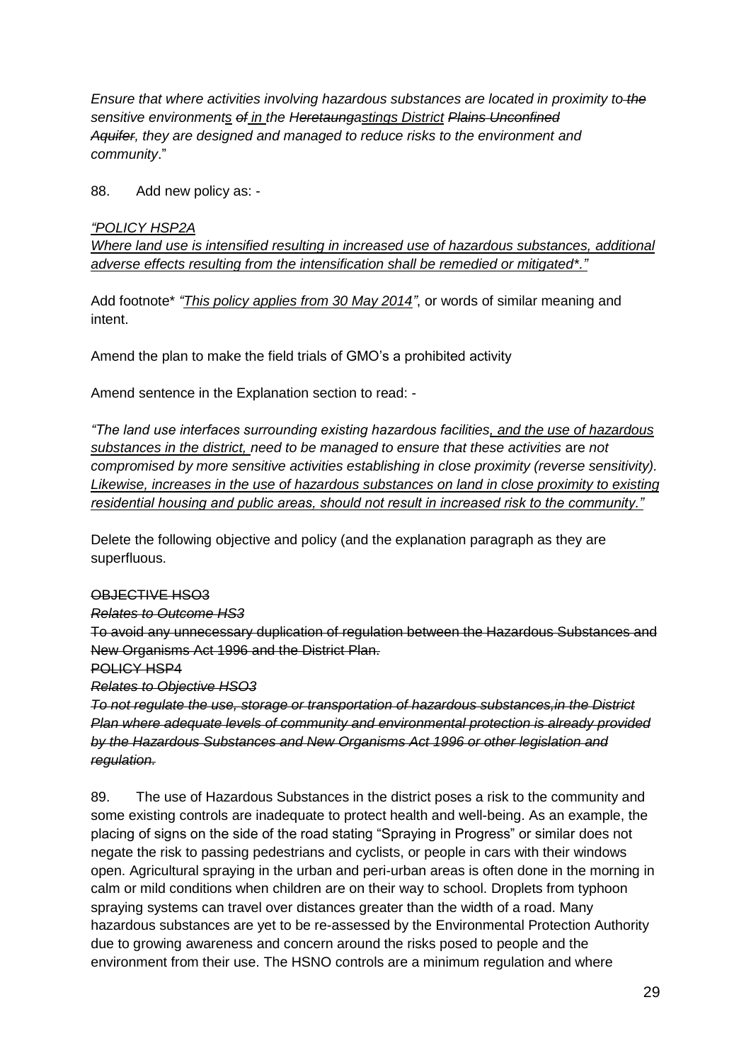*Ensure that where activities involving hazardous substances are located in proximity to~~ the~~ sensitive environment<u>s</u> ~~of~~ <u>in</u> the H~~eretaunga~~<u>astings District</u> ~~Plains Unconfined Aquifer~~, they are designed and managed to reduce risks to the environment and community*."

88. Add new policy as: -

*<u>"POLICY HSP2A</u>*

*<u>Where land use is intensified resulting in increased use of hazardous substances, additional adverse effects resulting from the intensification shall be remedied or mitigated*."</u>*

Add footnote* *<u>"This policy applies from 30 May 2014"</u>*, or words of similar meaning and intent.

Amend the plan to make the field trials of GMO's a prohibited activity

Amend sentence in the Explanation section to read: -

*"The land use interfaces surrounding existing hazardous facilities<u>, and the use of hazardous substances in the district,</u> need to be managed to ensure that these activities* are *not compromised by more sensitive activities establishing in close proximity (reverse sensitivity). <u>Likewise, increases in the use of hazardous substances on land in close proximity to existing residential housing and public areas, should not result in increased risk to the community."</u>*

Delete the following objective and policy (and the explanation paragraph as they are superfluous.

~~OBJECTIVE HSO3~~

*~~Relates to Outcome HS3~~*

~~To avoid any unnecessary duplication of regulation between the Hazardous Substances and New Organisms Act 1996 and the District Plan.~~

~~POLICY HSP4~~

*~~Relates to Objective HSO3~~*

*~~To not regulate the use, storage or transportation of hazardous substances,in the District Plan where adequate levels of community and environmental protection is already provided by the Hazardous Substances and New Organisms Act 1996 or other legislation and regulation.~~*

89. The use of Hazardous Substances in the district poses a risk to the community and some existing controls are inadequate to protect health and well-being. As an example, the placing of signs on the side of the road stating "Spraying in Progress" or similar does not negate the risk to passing pedestrians and cyclists, or people in cars with their windows open. Agricultural spraying in the urban and peri-urban areas is often done in the morning in calm or mild conditions when children are on their way to school. Droplets from typhoon spraying systems can travel over distances greater than the width of a road. Many hazardous substances are yet to be re-assessed by the Environmental Protection Authority due to growing awareness and concern around the risks posed to people and the environment from their use. The HSNO controls are a minimum regulation and where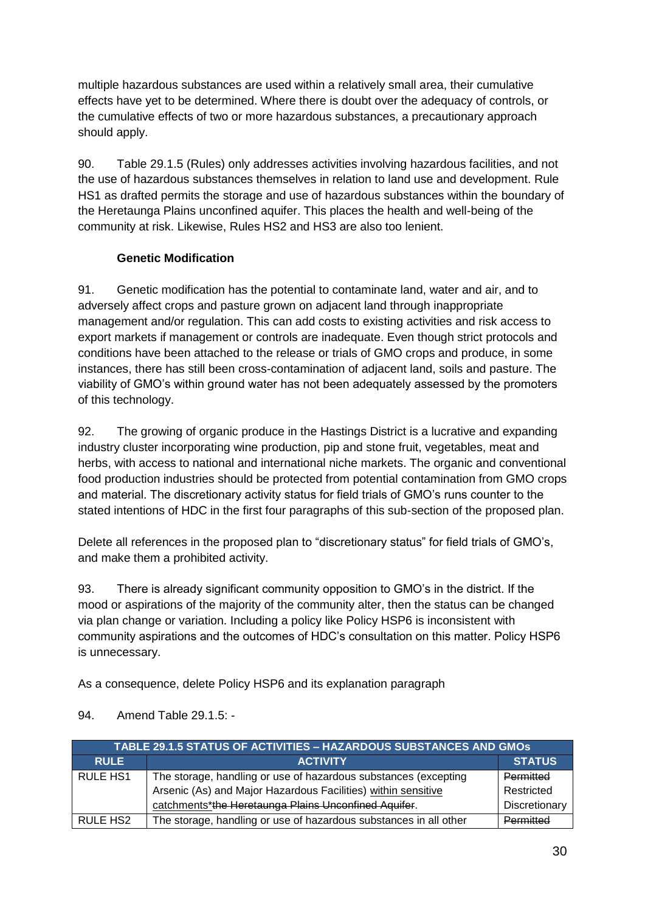multiple hazardous substances are used within a relatively small area, their cumulative effects have yet to be determined. Where there is doubt over the adequacy of controls, or the cumulative effects of two or more hazardous substances, a precautionary approach should apply.

90. Table 29.1.5 (Rules) only addresses activities involving hazardous facilities, and not the use of hazardous substances themselves in relation to land use and development. Rule HS1 as drafted permits the storage and use of hazardous substances within the boundary of the Heretaunga Plains unconfined aquifer. This places the health and well-being of the community at risk. Likewise, Rules HS2 and HS3 are also too lenient.

**Genetic Modification**

91. Genetic modification has the potential to contaminate land, water and air, and to adversely affect crops and pasture grown on adjacent land through inappropriate management and/or regulation. This can add costs to existing activities and risk access to export markets if management or controls are inadequate. Even though strict protocols and conditions have been attached to the release or trials of GMO crops and produce, in some instances, there has still been cross-contamination of adjacent land, soils and pasture. The viability of GMO's within ground water has not been adequately assessed by the promoters of this technology.

92. The growing of organic produce in the Hastings District is a lucrative and expanding industry cluster incorporating wine production, pip and stone fruit, vegetables, meat and herbs, with access to national and international niche markets. The organic and conventional food production industries should be protected from potential contamination from GMO crops and material. The discretionary activity status for field trials of GMO's runs counter to the stated intentions of HDC in the first four paragraphs of this sub-section of the proposed plan.

Delete all references in the proposed plan to "discretionary status" for field trials of GMO's, and make them a prohibited activity.

93. There is already significant community opposition to GMO's in the district. If the mood or aspirations of the majority of the community alter, then the status can be changed via plan change or variation. Including a policy like Policy HSP6 is inconsistent with community aspirations and the outcomes of HDC's consultation on this matter. Policy HSP6 is unnecessary.

As a consequence, delete Policy HSP6 and its explanation paragraph

94. Amend Table 29.1.5: -

| TABLE 29.1.5 STATUS OF ACTIVITIES – HAZARDOUS SUBSTANCES AND GMOs | | |
|---|---|---|
| **RULE** | **ACTIVITY** | **STATUS** |
| RULE HS1 | The storage, handling or use of hazardous substances (excepting Arsenic (As) and Major Hazardous Facilities) <u>within sensitive catchments</u>*~~the Heretaunga Plains Unconfined Aquifer~~. | ~~Permitted~~ Restricted Discretionary |
| RULE HS2 | The storage, handling or use of hazardous substances in all other | ~~Permitted~~ |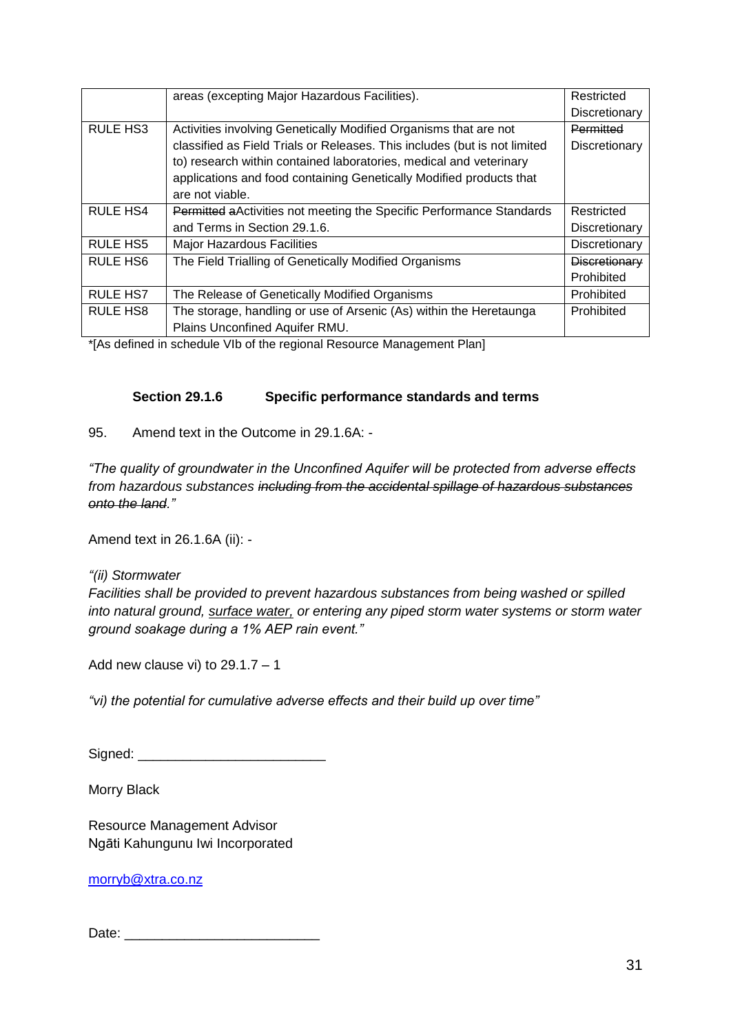| | | |
|---|---|---|
| | areas (excepting Major Hazardous Facilities). | Restricted Discretionary |
| RULE HS3 | Activities involving Genetically Modified Organisms that are not classified as Field Trials or Releases. This includes (but is not limited to) research within contained laboratories, medical and veterinary applications and food containing Genetically Modified products that are not viable. | ~~Permitted~~ Discretionary |
| RULE HS4 | ~~Permitted a~~Activities not meeting the Specific Performance Standards and Terms in Section 29.1.6. | Restricted Discretionary |
| RULE HS5 | Major Hazardous Facilities | Discretionary |
| RULE HS6 | The Field Trialling of Genetically Modified Organisms | ~~Discretionary~~ Prohibited |
| RULE HS7 | The Release of Genetically Modified Organisms | Prohibited |
| RULE HS8 | The storage, handling or use of Arsenic (As) within the Heretaunga Plains Unconfined Aquifer RMU. | Prohibited |

*[As defined in schedule VIb of the regional Resource Management Plan]

**Section 29.1.6 Specific performance standards and terms**

95. Amend text in the Outcome in 29.1.6A: -

*"The quality of groundwater in the Unconfined Aquifer will be protected from adverse effects from hazardous substances ~~including from the accidental spillage of hazardous substances onto the land~~."*

Amend text in 26.1.6A (ii): -

*"(ii) Stormwater*
*Facilities shall be provided to prevent hazardous substances from being washed or spilled into natural ground, <u>surface water,</u> or entering any piped storm water systems or storm water ground soakage during a 1% AEP rain event."*

Add new clause vi) to 29.1.7 – 1

*"vi) the potential for cumulative adverse effects and their build up over time"*

Signed: ________________________

Morry Black

Resource Management Advisor
Ngāti Kahungunu Iwi Incorporated

morryb@xtra.co.nz

Date: ________________________